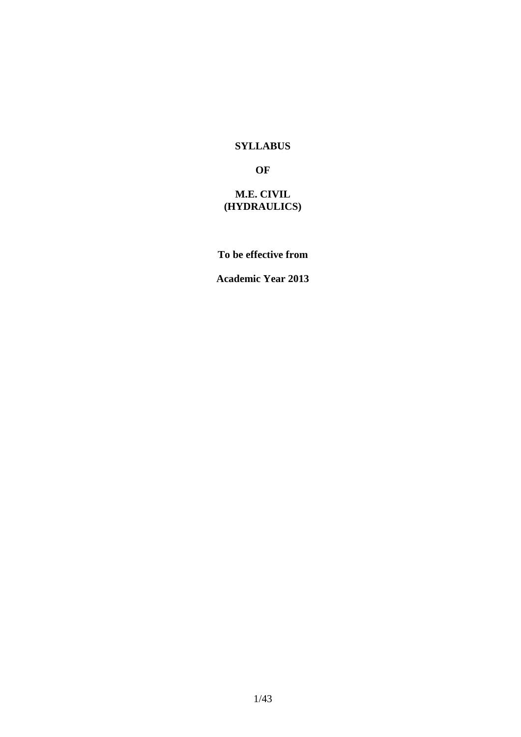# SYLLABUS

# OF

# M.E. CIVIL (HYDRAULICS)

**To be effective from**

**Academic Year 2013**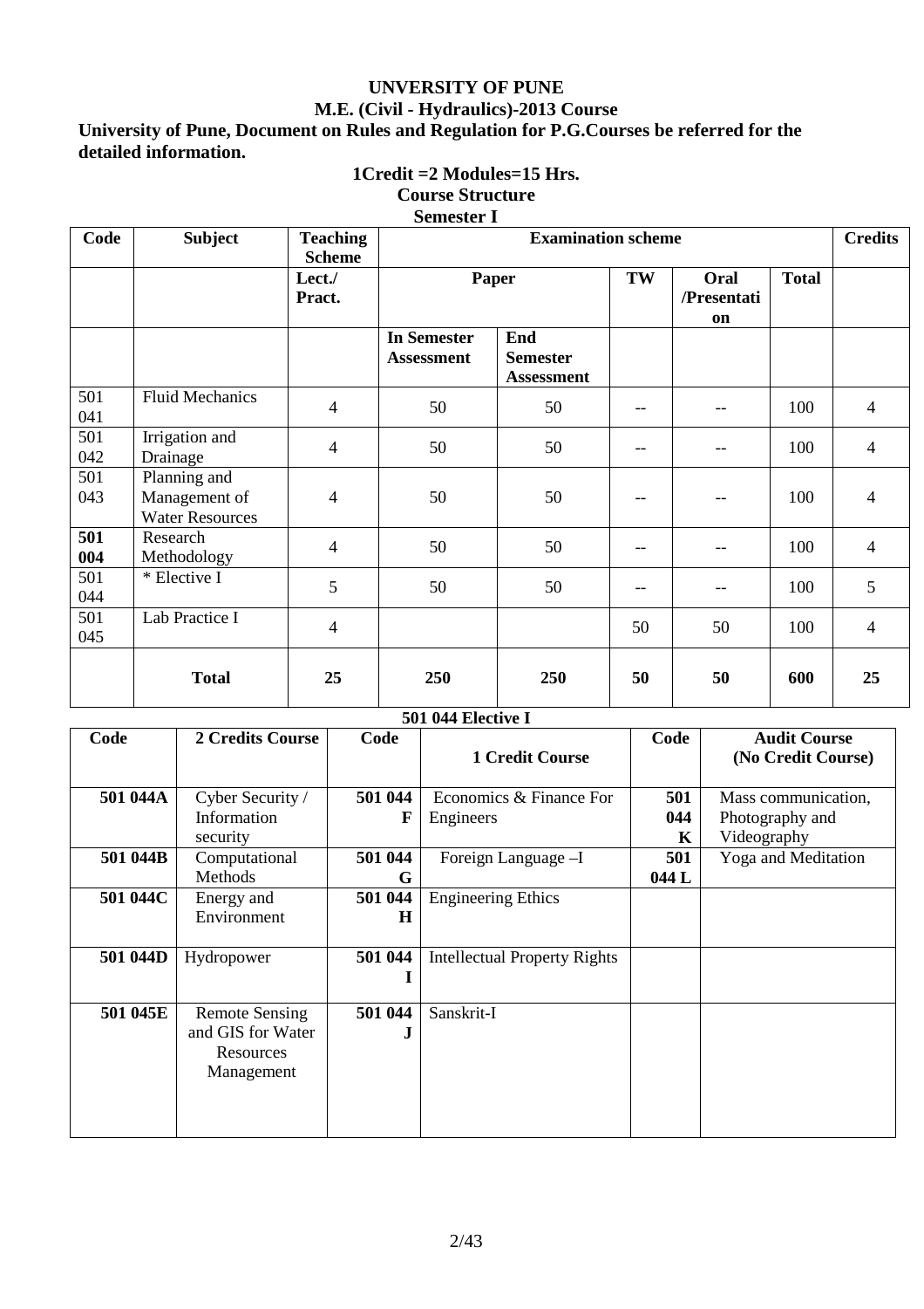# UNVERSITY OF PUNE

## M.E. (Civil - Hydraulics)-2013 Course

**University of Pune, Document on Rules and Regulation for P.G.Courses be referred for the detailed information.**

**1Credit =2 Modules=15 Hrs.**

**Course Structure**

**Semester I**

| Code | Subject | Teaching Scheme | Examination scheme | | | | | Credits |
|---|---|---|---|---|---|---|---|---|
| | | Lect./ Pract. | Paper | | TW | Oral /Presentation | Total | |
| | | | In Semester Assessment | End Semester Assessment | | | | |
| 501 041 | Fluid Mechanics | 4 | 50 | 50 | -- | -- | 100 | 4 |
| 501 042 | Irrigation and Drainage | 4 | 50 | 50 | -- | -- | 100 | 4 |
| 501 043 | Planning and Management of Water Resources | 4 | 50 | 50 | -- | -- | 100 | 4 |
| **501 004** | Research Methodology | 4 | 50 | 50 | -- | -- | 100 | 4 |
| 501 044 | * Elective I | 5 | 50 | 50 | -- | -- | 100 | 5 |
| 501 045 | Lab Practice I | 4 | | | 50 | 50 | 100 | 4 |
| | **Total** | **25** | **250** | **250** | **50** | **50** | **600** | **25** |

**501 044 Elective I**

| Code | 2 Credits Course | Code | 1 Credit Course | Code | Audit Course (No Credit Course) |
|---|---|---|---|---|---|
| **501 044A** | Cyber Security / Information security | **501 044 F** | Economics & Finance For Engineers | **501 044 K** | Mass communication, Photography and Videography |
| **501 044B** | Computational Methods | **501 044 G** | Foreign Language –I | **501 044 L** | Yoga and Meditation |
| **501 044C** | Energy and Environment | **501 044 H** | Engineering Ethics | | |
| **501 044D** | Hydropower | **501 044 I** | Intellectual Property Rights | | |
| **501 045E** | Remote Sensing and GIS for Water Resources Management | **501 044 J** | Sanskrit-I | | |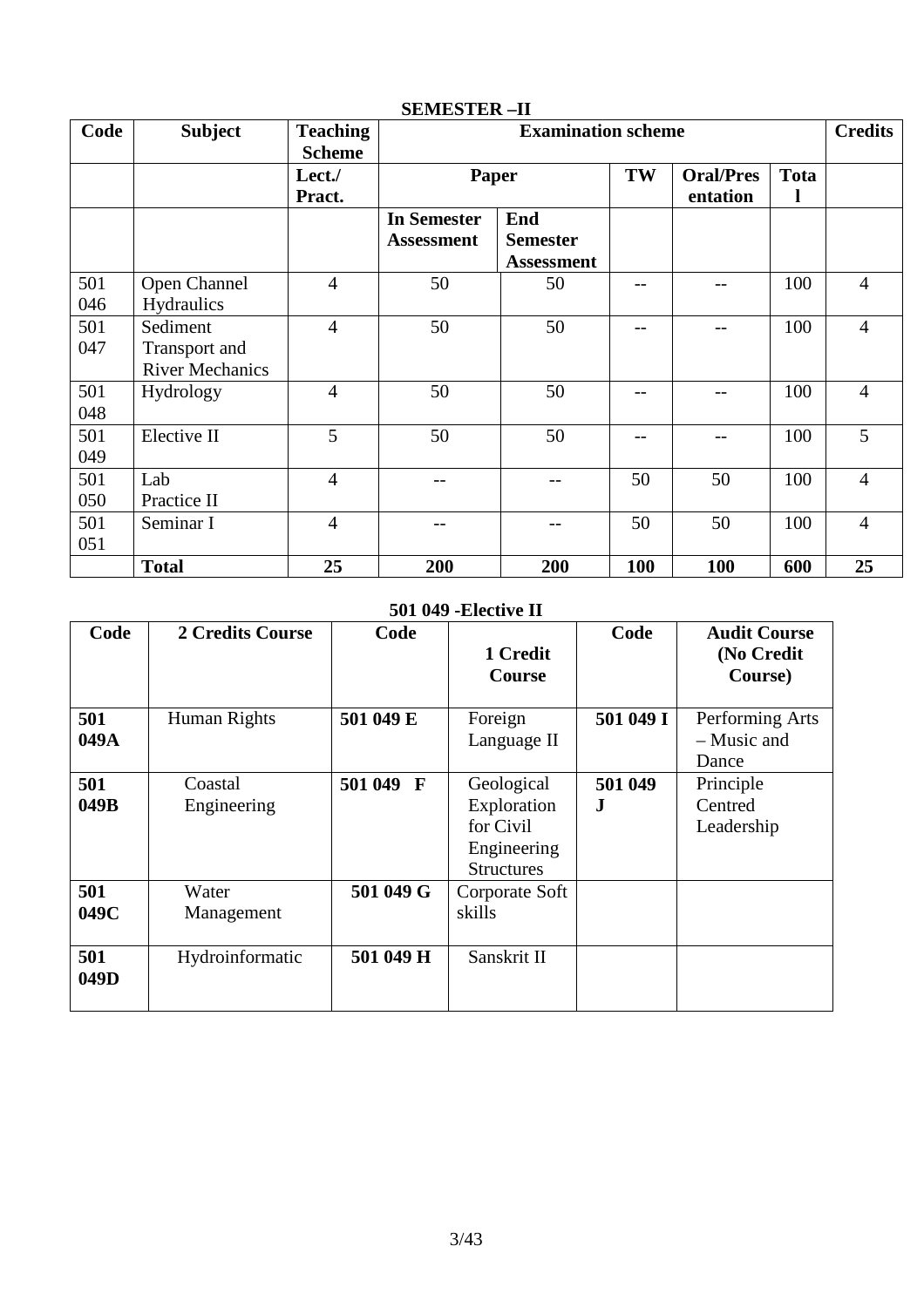## SEMESTER –II

| Code | Subject | Teaching Scheme | Examination scheme | | | | | Credits |
|---|---|---|---|---|---|---|---|---|
| | | Lect./ Pract. | Paper | | TW | Oral/Presentation | Total | |
| | | | In Semester Assessment | End Semester Assessment | | | | |
| 501 046 | Open Channel Hydraulics | 4 | 50 | 50 | -- | -- | 100 | 4 |
| 501 047 | Sediment Transport and River Mechanics | 4 | 50 | 50 | -- | -- | 100 | 4 |
| 501 048 | Hydrology | 4 | 50 | 50 | -- | -- | 100 | 4 |
| 501 049 | Elective II | 5 | 50 | 50 | -- | -- | 100 | 5 |
| 501 050 | Lab Practice II | 4 | -- | -- | 50 | 50 | 100 | 4 |
| 501 051 | Seminar I | 4 | -- | -- | 50 | 50 | 100 | 4 |
| | **Total** | **25** | **200** | **200** | **100** | **100** | **600** | **25** |

## 501 049 -Elective II

| Code | 2 Credits Course | Code | 1 Credit Course | Code | Audit Course (No Credit Course) |
|---|---|---|---|---|---|
| **501 049A** | Human Rights | **501 049 E** | Foreign Language II | **501 049 I** | Performing Arts – Music and Dance |
| **501 049B** | Coastal Engineering | **501 049 F** | Geological Exploration for Civil Engineering Structures | **501 049 J** | Principle Centred Leadership |
| **501 049C** | Water Management | **501 049 G** | Corporate Soft skills | | |
| **501 049D** | Hydroinformatic | **501 049 H** | Sanskrit II | | |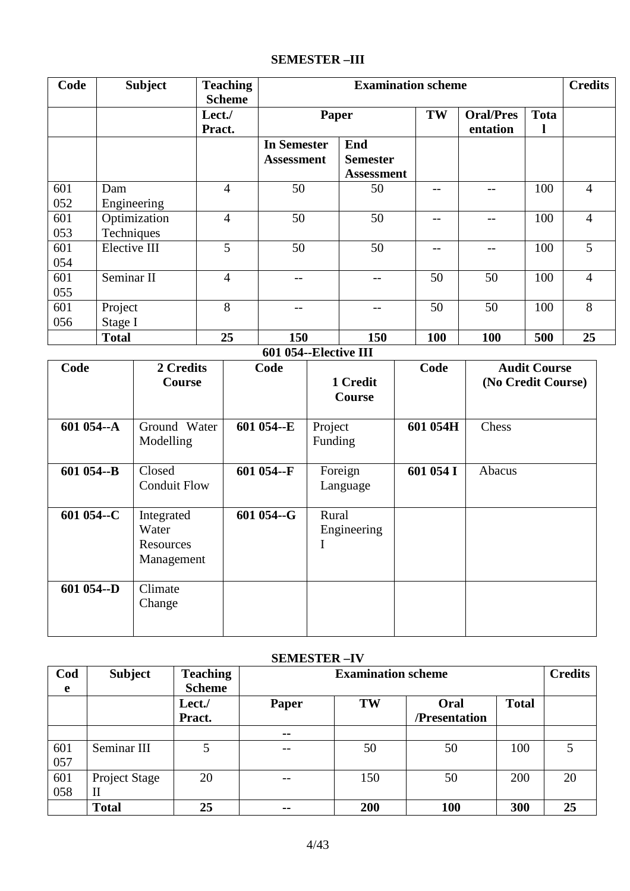## SEMESTER –III

| Code | Subject | Teaching Scheme | Examination scheme | | | | | Credits |
|---|---|---|---|---|---|---|---|---|
| | | Lect./ Pract. | Paper | | TW | Oral/Presentation | Total | |
| | | | In Semester Assessment | End Semester Assessment | | | | |
| 601 052 | Dam Engineering | 4 | 50 | 50 | -- | -- | 100 | 4 |
| 601 053 | Optimization Techniques | 4 | 50 | 50 | -- | -- | 100 | 4 |
| 601 054 | Elective III | 5 | 50 | 50 | -- | -- | 100 | 5 |
| 601 055 | Seminar II | 4 | -- | -- | 50 | 50 | 100 | 4 |
| 601 056 | Project Stage I | 8 | -- | -- | 50 | 50 | 100 | 8 |
| | **Total** | **25** | **150** | **150** | **100** | **100** | **500** | **25** |

### 601 054--Elective III

| Code | 2 Credits Course | Code | 1 Credit Course | Code | Audit Course (No Credit Course) |
|---|---|---|---|---|---|
| **601 054--A** | Ground Water Modelling | **601 054--E** | Project Funding | **601 054H** | Chess |
| **601 054--B** | Closed Conduit Flow | **601 054--F** | Foreign Language | **601 054 I** | Abacus |
| **601 054--C** | Integrated Water Resources Management | **601 054--G** | Rural Engineering I | | |
| **601 054--D** | Climate Change | | | | |

## SEMESTER –IV

| Code | Subject | Teaching Scheme | Examination scheme | | | | Credits |
|---|---|---|---|---|---|---|---|
| | | Lect./ Pract. | Paper | TW | Oral /Presentation | Total | |
| | | | -- | | | | |
| 601 057 | Seminar III | 5 | -- | 50 | 50 | 100 | 5 |
| 601 058 | Project Stage II | 20 | -- | 150 | 50 | 200 | 20 |
| | **Total** | **25** | **--** | **200** | **100** | **300** | **25** |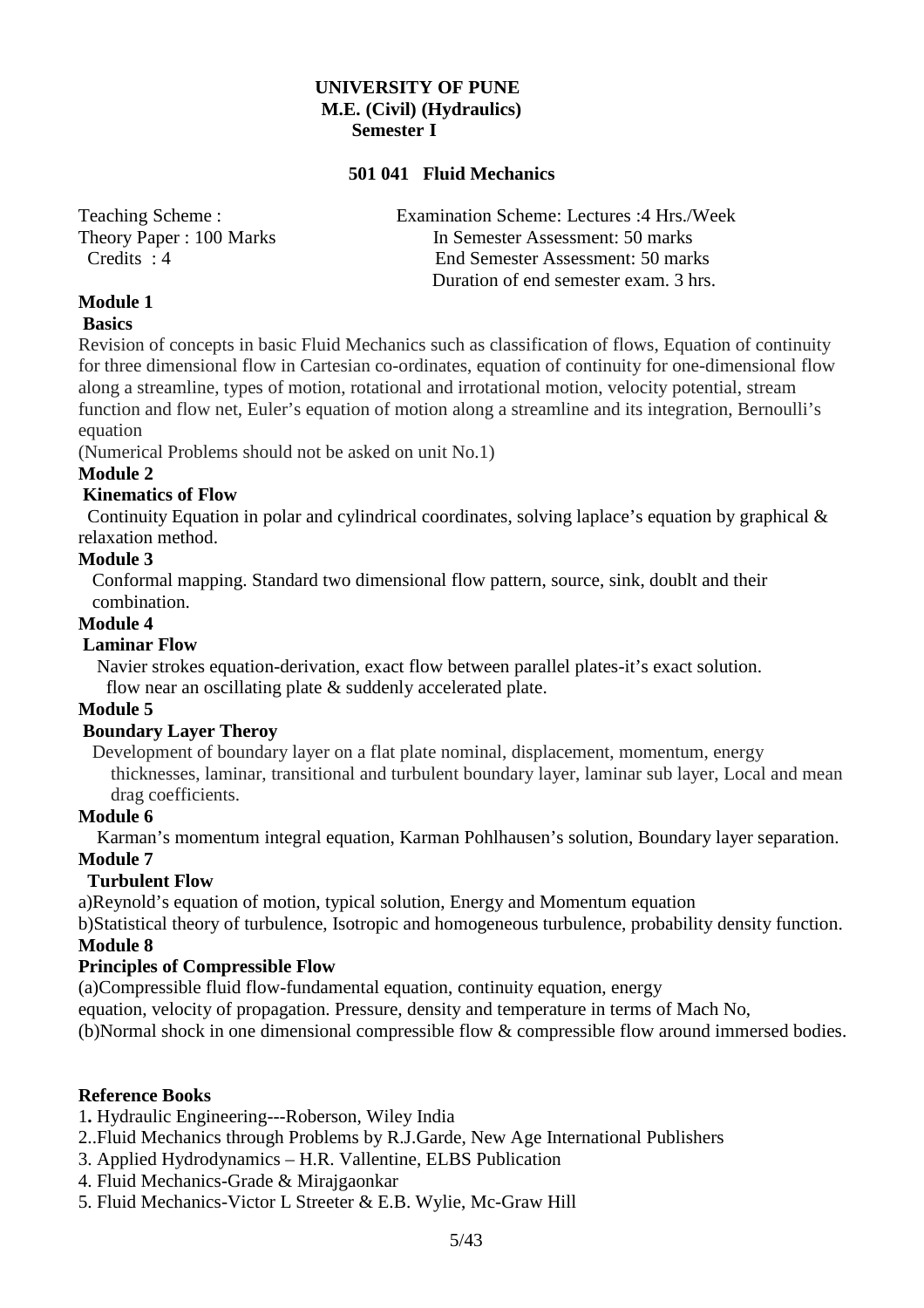# UNIVERSITY OF PUNE
## M.E. (Civil) (Hydraulics)
### Semester I

### 501 041 Fluid Mechanics

| Teaching Scheme : | Examination Scheme: Lectures :4 Hrs./Week |
|---|---|
| Theory Paper : 100 Marks | In Semester Assessment: 50 marks |
| Credits : 4 | End Semester Assessment: 50 marks |
| | Duration of end semester exam. 3 hrs. |

**Module 1**

**Basics**

Revision of concepts in basic Fluid Mechanics such as classification of flows, Equation of continuity for three dimensional flow in Cartesian co-ordinates, equation of continuity for one-dimensional flow along a streamline, types of motion, rotational and irrotational motion, velocity potential, stream function and flow net, Euler's equation of motion along a streamline and its integration, Bernoulli's equation

(Numerical Problems should not be asked on unit No.1)

**Module 2**

**Kinematics of Flow**

Continuity Equation in polar and cylindrical coordinates, solving laplace's equation by graphical & relaxation method.

**Module 3**

Conformal mapping. Standard two dimensional flow pattern, source, sink, doublt and their combination.

**Module 4**

**Laminar Flow**

Navier strokes equation-derivation, exact flow between parallel plates-it's exact solution. flow near an oscillating plate & suddenly accelerated plate.

**Module 5**

**Boundary Layer Theroy**

Development of boundary layer on a flat plate nominal, displacement, momentum, energy thicknesses, laminar, transitional and turbulent boundary layer, laminar sub layer, Local and mean drag coefficients.

**Module 6**

Karman's momentum integral equation, Karman Pohlhausen's solution, Boundary layer separation.

**Module 7**

**Turbulent Flow**

a)Reynold's equation of motion, typical solution, Energy and Momentum equation

b)Statistical theory of turbulence, Isotropic and homogeneous turbulence, probability density function.

**Module 8**

**Principles of Compressible Flow**

(a)Compressible fluid flow-fundamental equation, continuity equation, energy equation, velocity of propagation. Pressure, density and temperature in terms of Mach No,

(b)Normal shock in one dimensional compressible flow & compressible flow around immersed bodies.

**Reference Books**

1. Hydraulic Engineering---Roberson, Wiley India
2. .Fluid Mechanics through Problems by R.J.Garde, New Age International Publishers
3. Applied Hydrodynamics – H.R. Vallentine, ELBS Publication
4. Fluid Mechanics-Grade & Mirajgaonkar
5. Fluid Mechanics-Victor L Streeter & E.B. Wylie, Mc-Graw Hill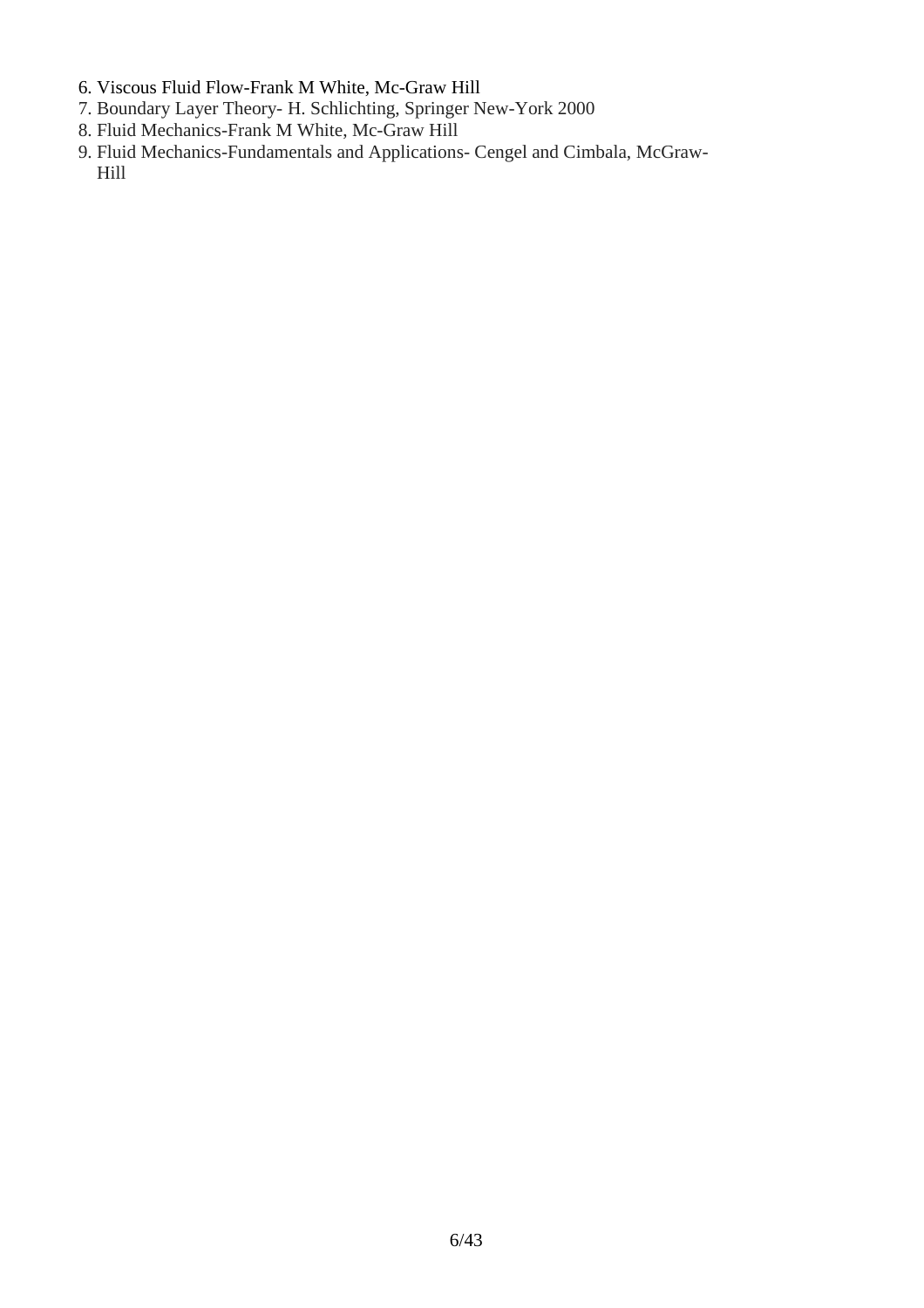6. Viscous Fluid Flow-Frank M White, Mc-Graw Hill
7. Boundary Layer Theory- H. Schlichting, Springer New-York 2000
8. Fluid Mechanics-Frank M White, Mc-Graw Hill
9. Fluid Mechanics-Fundamentals and Applications- Cengel and Cimbala, McGraw-Hill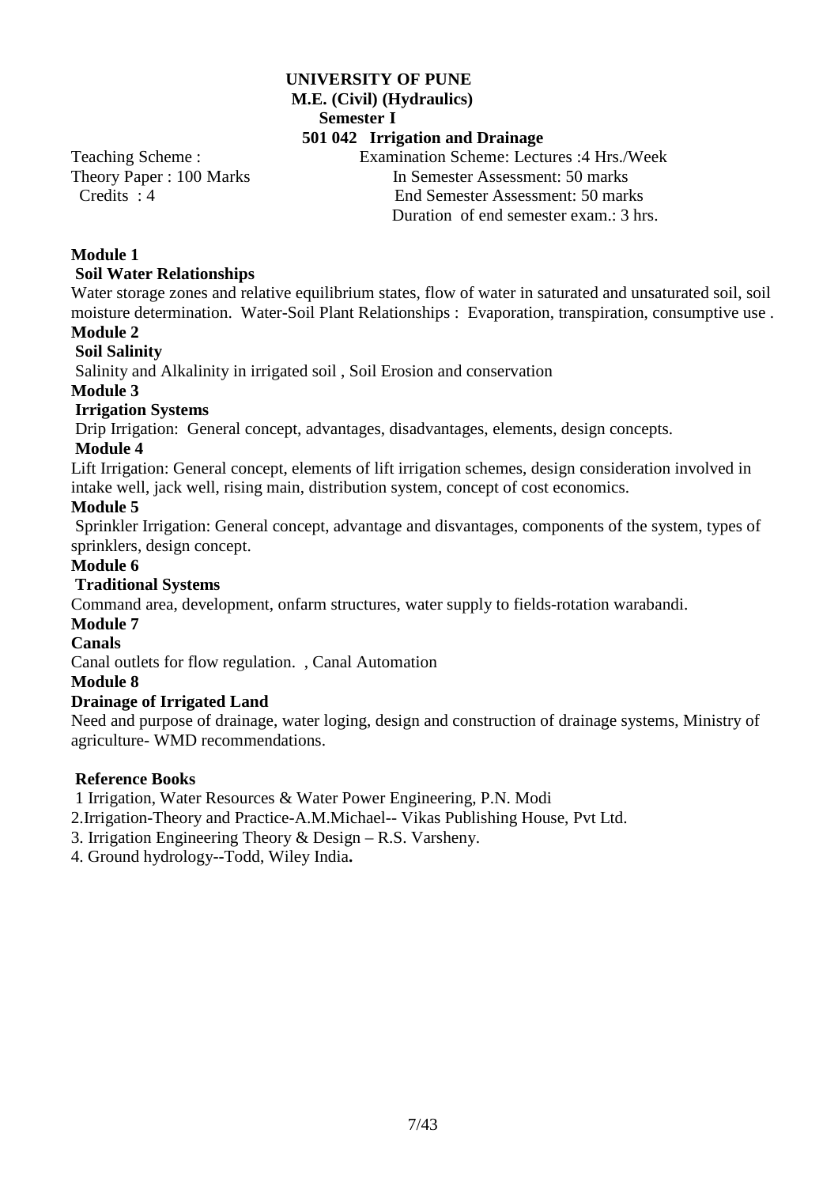# UNIVERSITY OF PUNE

## M.E. (Civil) (Hydraulics)

### Semester I

### 501 042 Irrigation and Drainage

Teaching Scheme : Examination Scheme: Lectures :4 Hrs./Week

Theory Paper : 100 Marks In Semester Assessment: 50 marks

Credits : 4 End Semester Assessment: 50 marks

Duration of end semester exam.: 3 hrs.

**Module 1**

**Soil Water Relationships**

Water storage zones and relative equilibrium states, flow of water in saturated and unsaturated soil, soil moisture determination. Water-Soil Plant Relationships : Evaporation, transpiration, consumptive use .

**Module 2**

**Soil Salinity**

Salinity and Alkalinity in irrigated soil , Soil Erosion and conservation

**Module 3**

**Irrigation Systems**

Drip Irrigation: General concept, advantages, disadvantages, elements, design concepts.

**Module 4**

Lift Irrigation: General concept, elements of lift irrigation schemes, design consideration involved in intake well, jack well, rising main, distribution system, concept of cost economics.

**Module 5**

Sprinkler Irrigation: General concept, advantage and disvantages, components of the system, types of sprinklers, design concept.

**Module 6**

**Traditional Systems**

Command area, development, onfarm structures, water supply to fields-rotation warabandi.

**Module 7**

**Canals**

Canal outlets for flow regulation. , Canal Automation

**Module 8**

**Drainage of Irrigated Land**

Need and purpose of drainage, water loging, design and construction of drainage systems, Ministry of agriculture- WMD recommendations.

**Reference Books**

1 Irrigation, Water Resources & Water Power Engineering, P.N. Modi

2.Irrigation-Theory and Practice-A.M.Michael-- Vikas Publishing House, Pvt Ltd.

3. Irrigation Engineering Theory & Design – R.S. Varsheny.

4. Ground hydrology--Todd, Wiley India.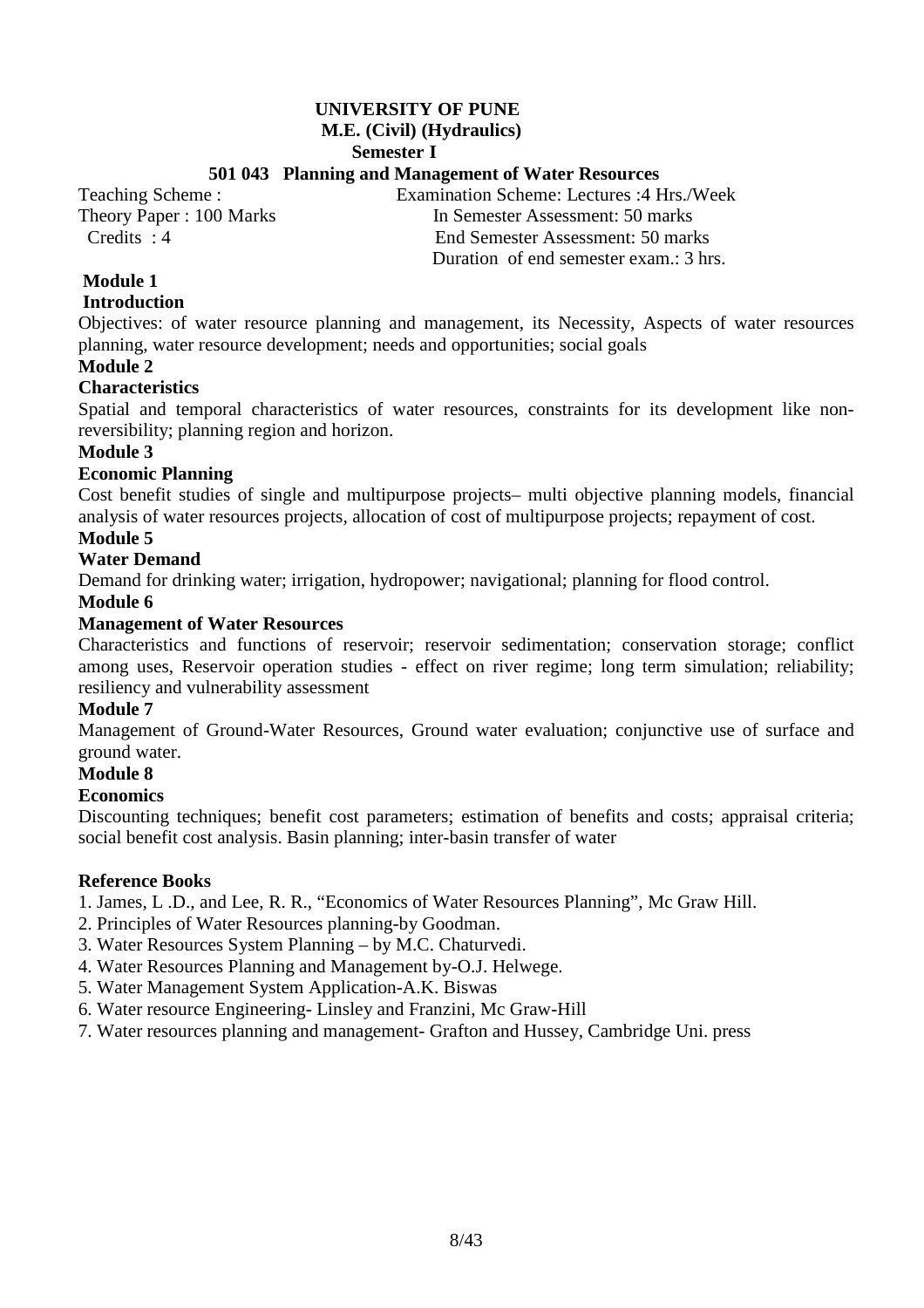# UNIVERSITY OF PUNE

## M.E. (Civil) (Hydraulics)

### Semester I

### 501 043 Planning and Management of Water Resources

Teaching Scheme : Examination Scheme: Lectures :4 Hrs./Week

Theory Paper : 100 Marks In Semester Assessment: 50 marks

Credits : 4 End Semester Assessment: 50 marks

Duration of end semester exam.: 3 hrs.

**Module 1**

**Introduction**

Objectives: of water resource planning and management, its Necessity, Aspects of water resources planning, water resource development; needs and opportunities; social goals

**Module 2**

**Characteristics**

Spatial and temporal characteristics of water resources, constraints for its development like non-reversibility; planning region and horizon.

**Module 3**

**Economic Planning**

Cost benefit studies of single and multipurpose projects– multi objective planning models, financial analysis of water resources projects, allocation of cost of multipurpose projects; repayment of cost.

**Module 5**

**Water Demand**

Demand for drinking water; irrigation, hydropower; navigational; planning for flood control.

**Module 6**

**Management of Water Resources**

Characteristics and functions of reservoir; reservoir sedimentation; conservation storage; conflict among uses, Reservoir operation studies - effect on river regime; long term simulation; reliability; resiliency and vulnerability assessment

**Module 7**

Management of Ground-Water Resources, Ground water evaluation; conjunctive use of surface and ground water.

**Module 8**

**Economics**

Discounting techniques; benefit cost parameters; estimation of benefits and costs; appraisal criteria; social benefit cost analysis. Basin planning; inter-basin transfer of water

**Reference Books**

1. James, L .D., and Lee, R. R., "Economics of Water Resources Planning", Mc Graw Hill.
2. Principles of Water Resources planning-by Goodman.
3. Water Resources System Planning – by M.C. Chaturvedi.
4. Water Resources Planning and Management by-O.J. Helwege.
5. Water Management System Application-A.K. Biswas
6. Water resource Engineering- Linsley and Franzini, Mc Graw-Hill
7. Water resources planning and management- Grafton and Hussey, Cambridge Uni. press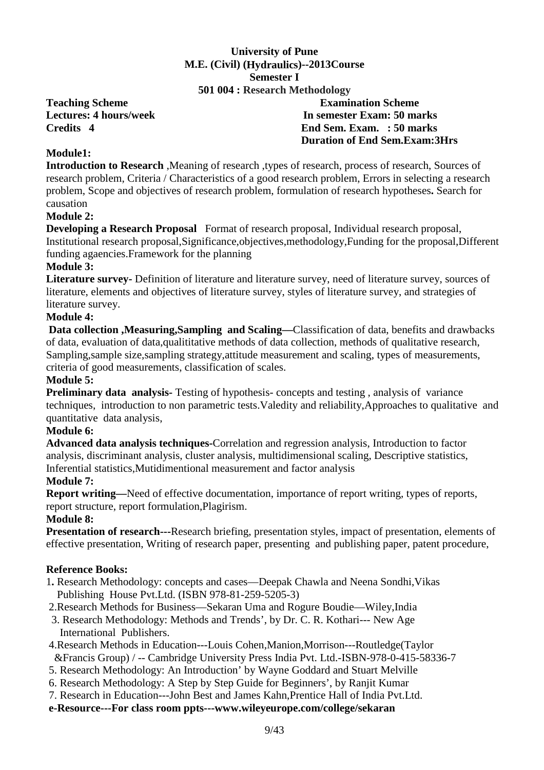**University of Pune**
**M.E. (Civil) (Hydraulics)--2013Course**
**Semester I**
**501 004 : Research Methodology**

| **Teaching Scheme** | **Examination Scheme** |
|---|---|
| **Lectures: 4 hours/week** | **In semester Exam: 50 marks** |
| **Credits 4** | **End Sem. Exam. : 50 marks** |
| | **Duration of End Sem.Exam:3Hrs** |

**Module1:**

**Introduction to Research** ,Meaning of research ,types of research, process of research, Sources of research problem, Criteria / Characteristics of a good research problem, Errors in selecting a research problem, Scope and objectives of research problem, formulation of research hypotheses**.** Search for causation

**Module 2:**

**Developing a Research Proposal** Format of research proposal, Individual research proposal, Institutional research proposal,Significance,objectives,methodology,Funding for the proposal,Different funding agaencies.Framework for the planning

**Module 3:**

**Literature survey-** Definition of literature and literature survey, need of literature survey, sources of literature, elements and objectives of literature survey, styles of literature survey, and strategies of literature survey.

**Module 4:**

**Data collection ,Measuring,Sampling and Scaling—**Classification of data, benefits and drawbacks of data, evaluation of data,qualititative methods of data collection, methods of qualitative research, Sampling,sample size,sampling strategy,attitude measurement and scaling, types of measurements, criteria of good measurements, classification of scales.

**Module 5:**

**Preliminary data analysis-** Testing of hypothesis- concepts and testing , analysis of variance techniques, introduction to non parametric tests.Valedity and reliability,Approaches to qualitative and quantitative data analysis,

**Module 6:**

**Advanced data analysis techniques-**Correlation and regression analysis, Introduction to factor analysis, discriminant analysis, cluster analysis, multidimensional scaling, Descriptive statistics, Inferential statistics,Mutidimentional measurement and factor analysis

**Module 7:**

**Report writing—**Need of effective documentation, importance of report writing, types of reports, report structure, report formulation,Plagirism.

**Module 8:**

**Presentation of research---**Research briefing, presentation styles, impact of presentation, elements of effective presentation, Writing of research paper, presenting and publishing paper, patent procedure,

**Reference Books:**

1**.** Research Methodology: concepts and cases—Deepak Chawla and Neena Sondhi,Vikas Publishing House Pvt.Ltd. (ISBN 978-81-259-5205-3)

2.Research Methods for Business—Sekaran Uma and Rogure Boudie—Wiley,India

3. Research Methodology: Methods and Trends', by Dr. C. R. Kothari--- New Age International Publishers.

4.Research Methods in Education---Louis Cohen,Manion,Morrison---Routledge(Taylor &Francis Group) / -- Cambridge University Press India Pvt. Ltd.-ISBN-978-0-415-58336-7

5. Research Methodology: An Introduction' by Wayne Goddard and Stuart Melville

6. Research Methodology: A Step by Step Guide for Beginners', by Ranjit Kumar

7. Research in Education---John Best and James Kahn,Prentice Hall of India Pvt.Ltd.

**e-Resource---For class room ppts---www.wileyeurope.com/college/sekaran**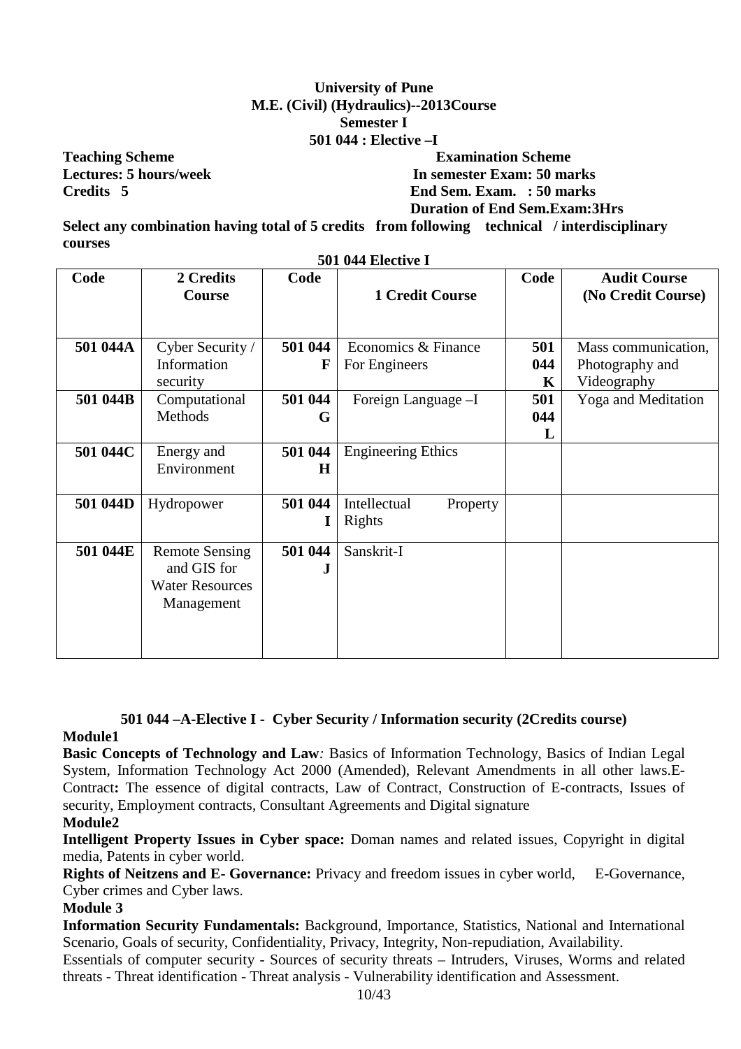**University of Pune**
**M.E. (Civil) (Hydraulics)--2013Course**
**Semester I**
**501 044 : Elective –I**

**Teaching Scheme**
**Lectures: 5 hours/week**
**Credits 5**

**Examination Scheme**
**In semester Exam: 50 marks**
**End Sem. Exam. : 50 marks**
**Duration of End Sem.Exam:3Hrs**

**Select any combination having total of 5 credits from following technical / interdisciplinary courses**

**501 044 Elective I**

| Code | 2 Credits Course | Code | 1 Credit Course | Code | Audit Course (No Credit Course) |
|---|---|---|---|---|---|
| 501 044A | Cyber Security / Information security | 501 044 F | Economics & Finance For Engineers | 501 044 K | Mass communication, Photography and Videography |
| 501 044B | Computational Methods | 501 044 G | Foreign Language –I | 501 044 L | Yoga and Meditation |
| 501 044C | Energy and Environment | 501 044 H | Engineering Ethics | | |
| 501 044D | Hydropower | 501 044 I | Intellectual Property Rights | | |
| 501 044E | Remote Sensing and GIS for Water Resources Management | 501 044 J | Sanskrit-I | | |

### 501 044 –A-Elective I - Cyber Security / Information security (2Credits course)

**Module1**

**Basic Concepts of Technology and Law***:* Basics of Information Technology, Basics of Indian Legal System, Information Technology Act 2000 (Amended), Relevant Amendments in all other laws.E-Contract**:** The essence of digital contracts, Law of Contract, Construction of E-contracts, Issues of security, Employment contracts, Consultant Agreements and Digital signature

**Module2**

**Intelligent Property Issues in Cyber space:** Doman names and related issues, Copyright in digital media, Patents in cyber world.

**Rights of Neitzens and E- Governance:** Privacy and freedom issues in cyber world, E-Governance, Cyber crimes and Cyber laws.

**Module 3**

**Information Security Fundamentals:** Background, Importance, Statistics, National and International Scenario, Goals of security, Confidentiality, Privacy, Integrity, Non-repudiation, Availability.

Essentials of computer security - Sources of security threats – Intruders, Viruses, Worms and related threats - Threat identification - Threat analysis - Vulnerability identification and Assessment.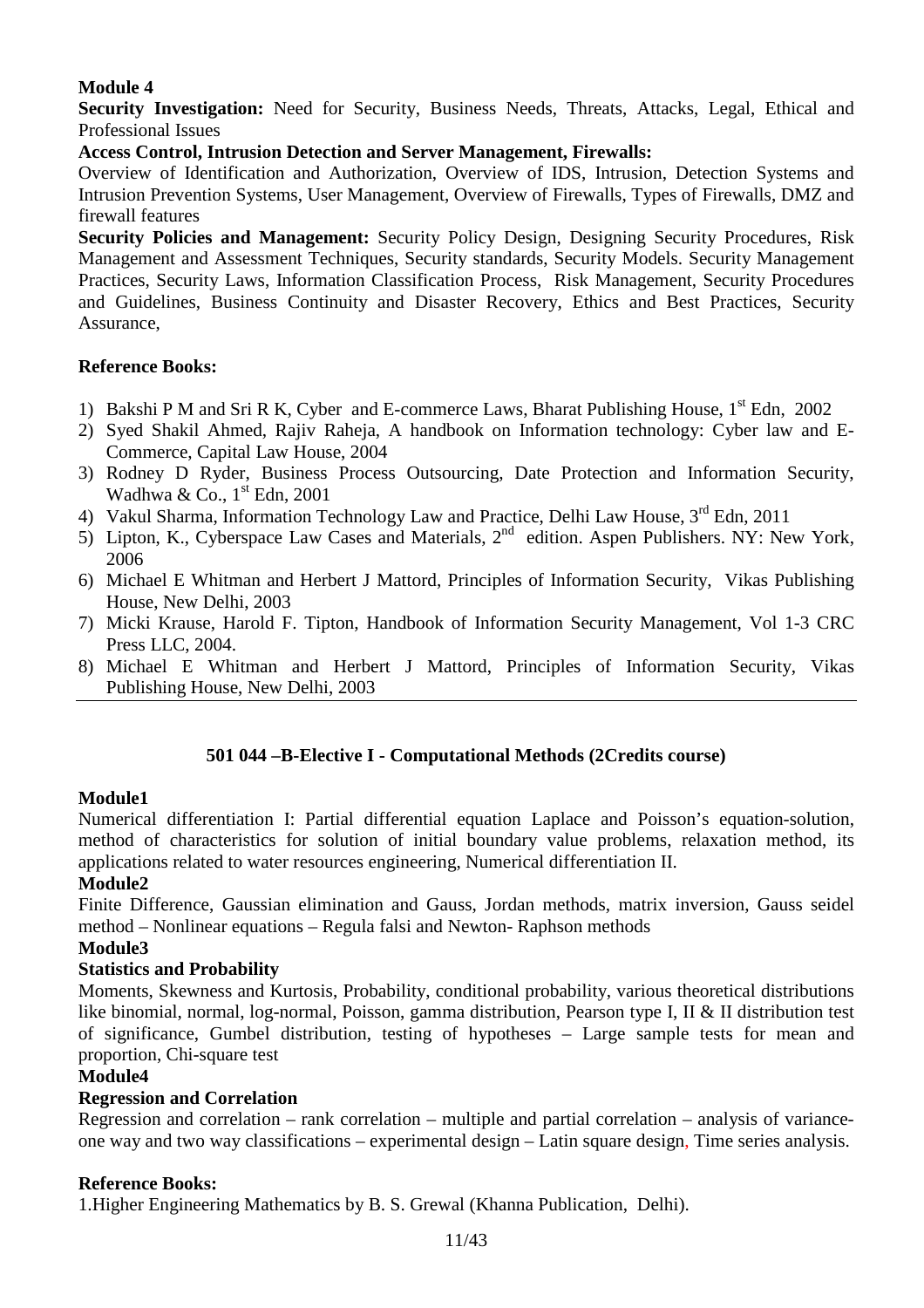**Module 4**

**Security Investigation:** Need for Security, Business Needs, Threats, Attacks, Legal, Ethical and Professional Issues

**Access Control, Intrusion Detection and Server Management, Firewalls:**

Overview of Identification and Authorization, Overview of IDS, Intrusion, Detection Systems and Intrusion Prevention Systems, User Management, Overview of Firewalls, Types of Firewalls, DMZ and firewall features

**Security Policies and Management:** Security Policy Design, Designing Security Procedures, Risk Management and Assessment Techniques, Security standards, Security Models. Security Management Practices, Security Laws, Information Classification Process, Risk Management, Security Procedures and Guidelines, Business Continuity and Disaster Recovery, Ethics and Best Practices, Security Assurance,

**Reference Books:**

1) Bakshi P M and Sri R K, Cyber and E-commerce Laws, Bharat Publishing House, 1st Edn, 2002
2) Syed Shakil Ahmed, Rajiv Raheja, A handbook on Information technology: Cyber law and E-Commerce, Capital Law House, 2004
3) Rodney D Ryder, Business Process Outsourcing, Date Protection and Information Security, Wadhwa & Co., 1st Edn, 2001
4) Vakul Sharma, Information Technology Law and Practice, Delhi Law House, 3rd Edn, 2011
5) Lipton, K., Cyberspace Law Cases and Materials, 2nd edition. Aspen Publishers. NY: New York, 2006
6) Michael E Whitman and Herbert J Mattord, Principles of Information Security, Vikas Publishing House, New Delhi, 2003
7) Micki Krause, Harold F. Tipton, Handbook of Information Security Management, Vol 1-3 CRC Press LLC, 2004.
8) Michael E Whitman and Herbert J Mattord, Principles of Information Security, Vikas Publishing House, New Delhi, 2003

---

## 501 044 –B-Elective I - Computational Methods (2Credits course)

**Module1**

Numerical differentiation I: Partial differential equation Laplace and Poisson's equation-solution, method of characteristics for solution of initial boundary value problems, relaxation method, its applications related to water resources engineering, Numerical differentiation II.

**Module2**

Finite Difference, Gaussian elimination and Gauss, Jordan methods, matrix inversion, Gauss seidel method – Nonlinear equations – Regula falsi and Newton- Raphson methods

**Module3**

**Statistics and Probability**

Moments, Skewness and Kurtosis, Probability, conditional probability, various theoretical distributions like binomial, normal, log-normal, Poisson, gamma distribution, Pearson type I, II & II distribution test of significance, Gumbel distribution, testing of hypotheses – Large sample tests for mean and proportion, Chi-square test

**Module4**

**Regression and Correlation**

Regression and correlation – rank correlation – multiple and partial correlation – analysis of variance-one way and two way classifications – experimental design – Latin square design, Time series analysis.

**Reference Books:**

1.Higher Engineering Mathematics by B. S. Grewal (Khanna Publication, Delhi).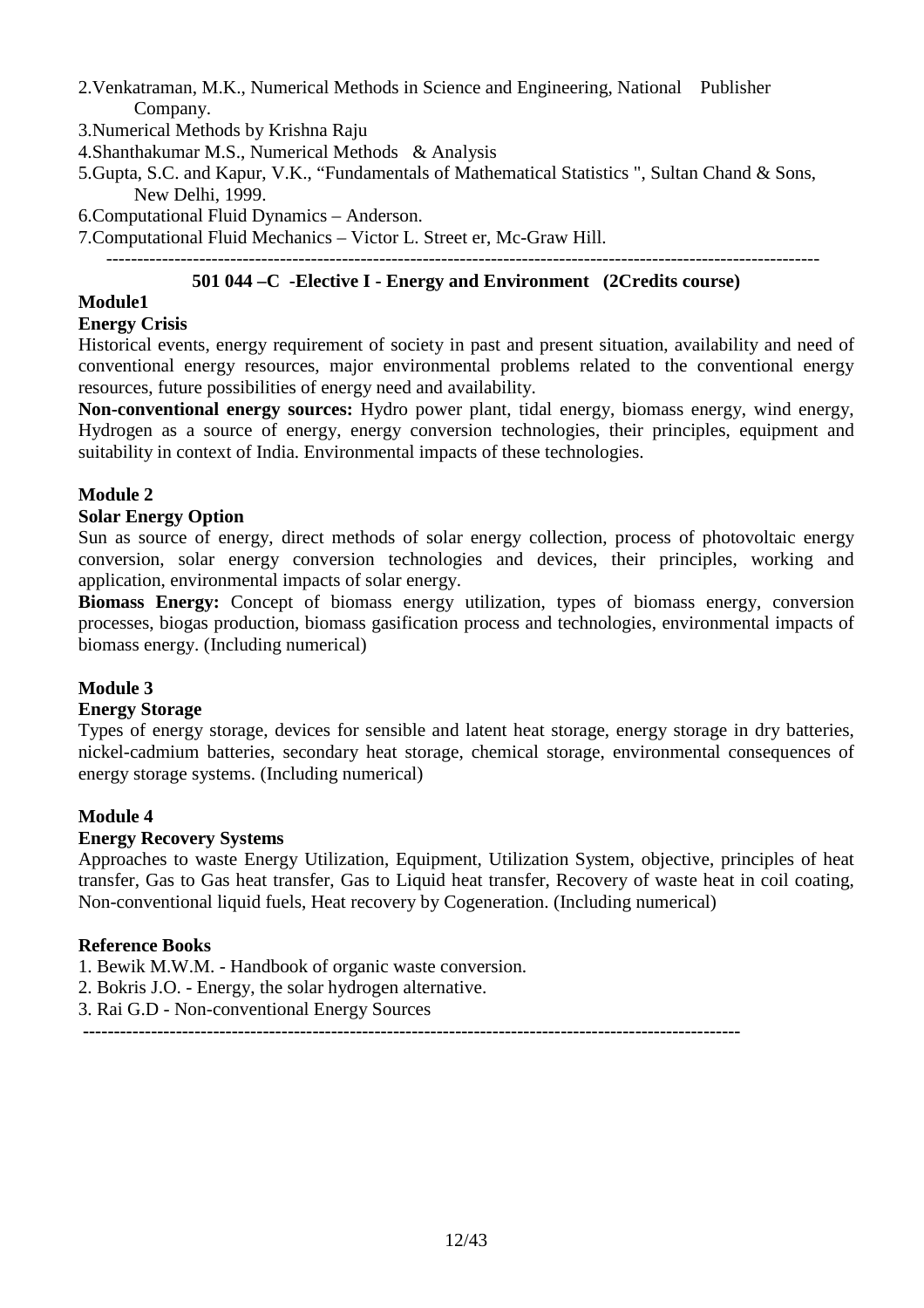2. Venkatraman, M.K., Numerical Methods in Science and Engineering, National Publisher Company.
3. Numerical Methods by Krishna Raju
4. Shanthakumar M.S., Numerical Methods & Analysis
5. Gupta, S.C. and Kapur, V.K., "Fundamentals of Mathematical Statistics ", Sultan Chand & Sons, New Delhi, 1999.
6. Computational Fluid Dynamics – Anderson.
7. Computational Fluid Mechanics – Victor L. Street er, Mc-Graw Hill.

---

## 501 044 –C -Elective I - Energy and Environment (2Credits course)

### Module1

**Energy Crisis**

Historical events, energy requirement of society in past and present situation, availability and need of conventional energy resources, major environmental problems related to the conventional energy resources, future possibilities of energy need and availability.

**Non-conventional energy sources:** Hydro power plant, tidal energy, biomass energy, wind energy, Hydrogen as a source of energy, energy conversion technologies, their principles, equipment and suitability in context of India. Environmental impacts of these technologies.

### Module 2

**Solar Energy Option**

Sun as source of energy, direct methods of solar energy collection, process of photovoltaic energy conversion, solar energy conversion technologies and devices, their principles, working and application, environmental impacts of solar energy.

**Biomass Energy:** Concept of biomass energy utilization, types of biomass energy, conversion processes, biogas production, biomass gasification process and technologies, environmental impacts of biomass energy. (Including numerical)

### Module 3

**Energy Storage**

Types of energy storage, devices for sensible and latent heat storage, energy storage in dry batteries, nickel-cadmium batteries, secondary heat storage, chemical storage, environmental consequences of energy storage systems. (Including numerical)

### Module 4

**Energy Recovery Systems**

Approaches to waste Energy Utilization, Equipment, Utilization System, objective, principles of heat transfer, Gas to Gas heat transfer, Gas to Liquid heat transfer, Recovery of waste heat in coil coating, Non-conventional liquid fuels, Heat recovery by Cogeneration. (Including numerical)

### Reference Books

1. Bewik M.W.M. - Handbook of organic waste conversion.
2. Bokris J.O. - Energy, the solar hydrogen alternative.
3. Rai G.D - Non-conventional Energy Sources

---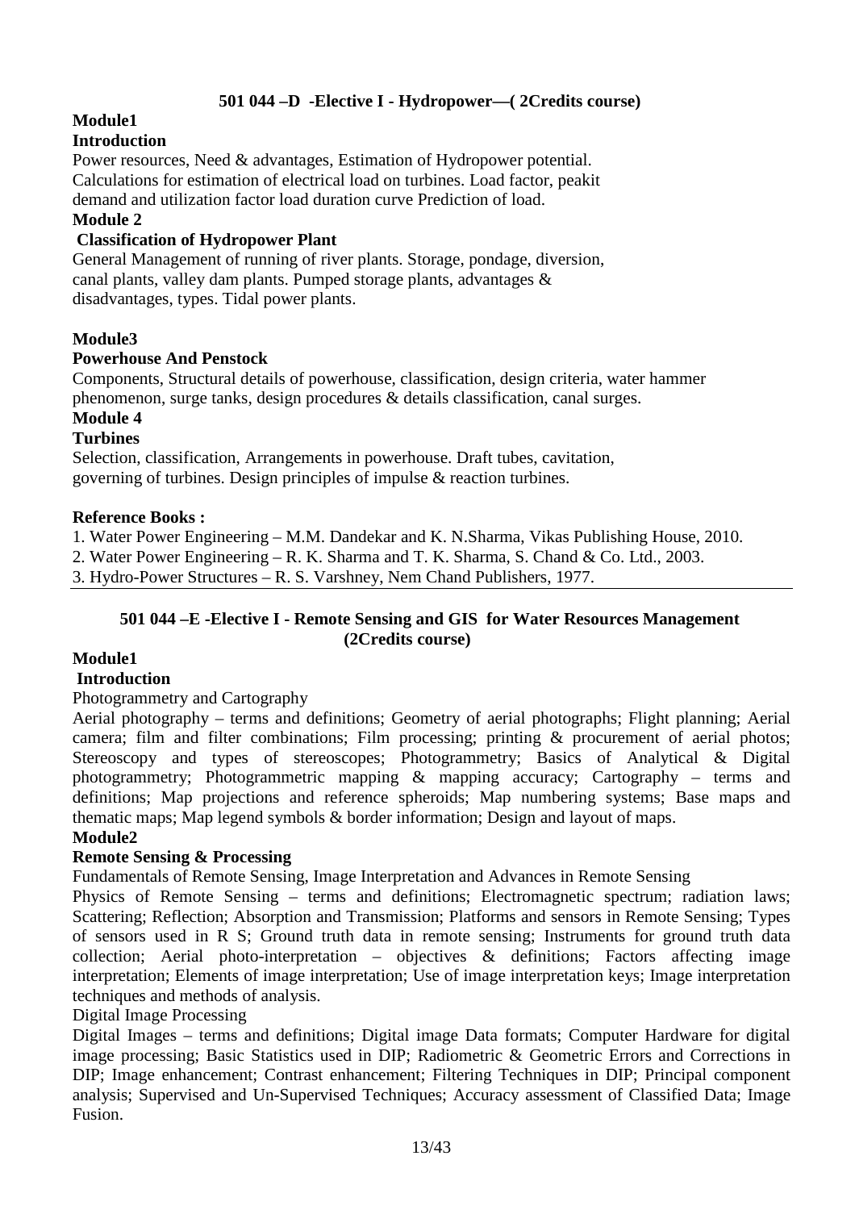## 501 044 –D -Elective I - Hydropower—( 2Credits course)

**Module1**

**Introduction**

Power resources, Need & advantages, Estimation of Hydropower potential. Calculations for estimation of electrical load on turbines. Load factor, peakit demand and utilization factor load duration curve Prediction of load.

**Module 2**

**Classification of Hydropower Plant**

General Management of running of river plants. Storage, pondage, diversion, canal plants, valley dam plants. Pumped storage plants, advantages & disadvantages, types. Tidal power plants.

**Module3**

**Powerhouse And Penstock**

Components, Structural details of powerhouse, classification, design criteria, water hammer phenomenon, surge tanks, design procedures & details classification, canal surges.

**Module 4**

**Turbines**

Selection, classification, Arrangements in powerhouse. Draft tubes, cavitation, governing of turbines. Design principles of impulse & reaction turbines.

**Reference Books :**

1. Water Power Engineering – M.M. Dandekar and K. N.Sharma, Vikas Publishing House, 2010.
2. Water Power Engineering – R. K. Sharma and T. K. Sharma, S. Chand & Co. Ltd., 2003.
3. Hydro-Power Structures – R. S. Varshney, Nem Chand Publishers, 1977.

---

## 501 044 –E -Elective I - Remote Sensing and GIS for Water Resources Management (2Credits course)

**Module1**

**Introduction**

Photogrammetry and Cartography

Aerial photography – terms and definitions; Geometry of aerial photographs; Flight planning; Aerial camera; film and filter combinations; Film processing; printing & procurement of aerial photos; Stereoscopy and types of stereoscopes; Photogrammetry; Basics of Analytical & Digital photogrammetry; Photogrammetric mapping & mapping accuracy; Cartography – terms and definitions; Map projections and reference spheroids; Map numbering systems; Base maps and thematic maps; Map legend symbols & border information; Design and layout of maps.

**Module2**

**Remote Sensing & Processing**

Fundamentals of Remote Sensing, Image Interpretation and Advances in Remote Sensing

Physics of Remote Sensing – terms and definitions; Electromagnetic spectrum; radiation laws; Scattering; Reflection; Absorption and Transmission; Platforms and sensors in Remote Sensing; Types of sensors used in R S; Ground truth data in remote sensing; Instruments for ground truth data collection; Aerial photo-interpretation – objectives & definitions; Factors affecting image interpretation; Elements of image interpretation; Use of image interpretation keys; Image interpretation techniques and methods of analysis.

Digital Image Processing

Digital Images – terms and definitions; Digital image Data formats; Computer Hardware for digital image processing; Basic Statistics used in DIP; Radiometric & Geometric Errors and Corrections in DIP; Image enhancement; Contrast enhancement; Filtering Techniques in DIP; Principal component analysis; Supervised and Un-Supervised Techniques; Accuracy assessment of Classified Data; Image Fusion.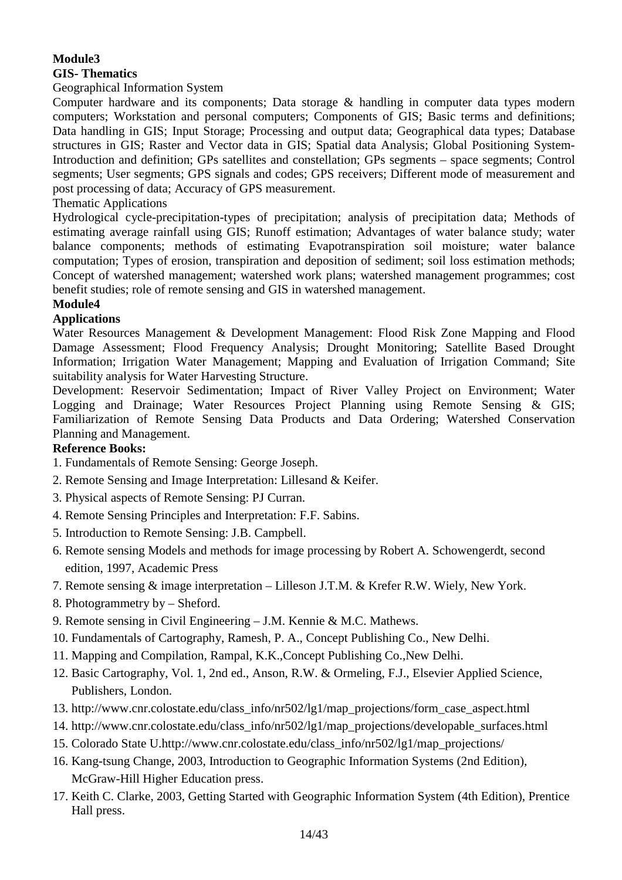**Module3**

**GIS- Thematics**

Geographical Information System

Computer hardware and its components; Data storage & handling in computer data types modern computers; Workstation and personal computers; Components of GIS; Basic terms and definitions; Data handling in GIS; Input Storage; Processing and output data; Geographical data types; Database structures in GIS; Raster and Vector data in GIS; Spatial data Analysis; Global Positioning System- Introduction and definition; GPs satellites and constellation; GPs segments – space segments; Control segments; User segments; GPS signals and codes; GPS receivers; Different mode of measurement and post processing of data; Accuracy of GPS measurement.

Thematic Applications

Hydrological cycle-precipitation-types of precipitation; analysis of precipitation data; Methods of estimating average rainfall using GIS; Runoff estimation; Advantages of water balance study; water balance components; methods of estimating Evapotranspiration soil moisture; water balance computation; Types of erosion, transpiration and deposition of sediment; soil loss estimation methods; Concept of watershed management; watershed work plans; watershed management programmes; cost benefit studies; role of remote sensing and GIS in watershed management.

**Module4**

**Applications**

Water Resources Management & Development Management: Flood Risk Zone Mapping and Flood Damage Assessment; Flood Frequency Analysis; Drought Monitoring; Satellite Based Drought Information; Irrigation Water Management; Mapping and Evaluation of Irrigation Command; Site suitability analysis for Water Harvesting Structure.

Development: Reservoir Sedimentation; Impact of River Valley Project on Environment; Water Logging and Drainage; Water Resources Project Planning using Remote Sensing & GIS; Familiarization of Remote Sensing Data Products and Data Ordering; Watershed Conservation Planning and Management.

**Reference Books:**

1. Fundamentals of Remote Sensing: George Joseph.
2. Remote Sensing and Image Interpretation: Lillesand & Keifer.
3. Physical aspects of Remote Sensing: PJ Curran.
4. Remote Sensing Principles and Interpretation: F.F. Sabins.
5. Introduction to Remote Sensing: J.B. Campbell.
6. Remote sensing Models and methods for image processing by Robert A. Schowengerdt, second edition, 1997, Academic Press
7. Remote sensing & image interpretation – Lilleson J.T.M. & Krefer R.W. Wiely, New York.
8. Photogrammetry by – Sheford.
9. Remote sensing in Civil Engineering – J.M. Kennie & M.C. Mathews.
10. Fundamentals of Cartography, Ramesh, P. A., Concept Publishing Co., New Delhi.
11. Mapping and Compilation, Rampal, K.K.,Concept Publishing Co.,New Delhi.
12. Basic Cartography, Vol. 1, 2nd ed., Anson, R.W. & Ormeling, F.J., Elsevier Applied Science, Publishers, London.
13. http://www.cnr.colostate.edu/class_info/nr502/lg1/map_projections/form_case_aspect.html
14. http://www.cnr.colostate.edu/class_info/nr502/lg1/map_projections/developable_surfaces.html
15. Colorado State U.http://www.cnr.colostate.edu/class_info/nr502/lg1/map_projections/
16. Kang-tsung Change, 2003, Introduction to Geographic Information Systems (2nd Edition), McGraw-Hill Higher Education press.
17. Keith C. Clarke, 2003, Getting Started with Geographic Information System (4th Edition), Prentice Hall press.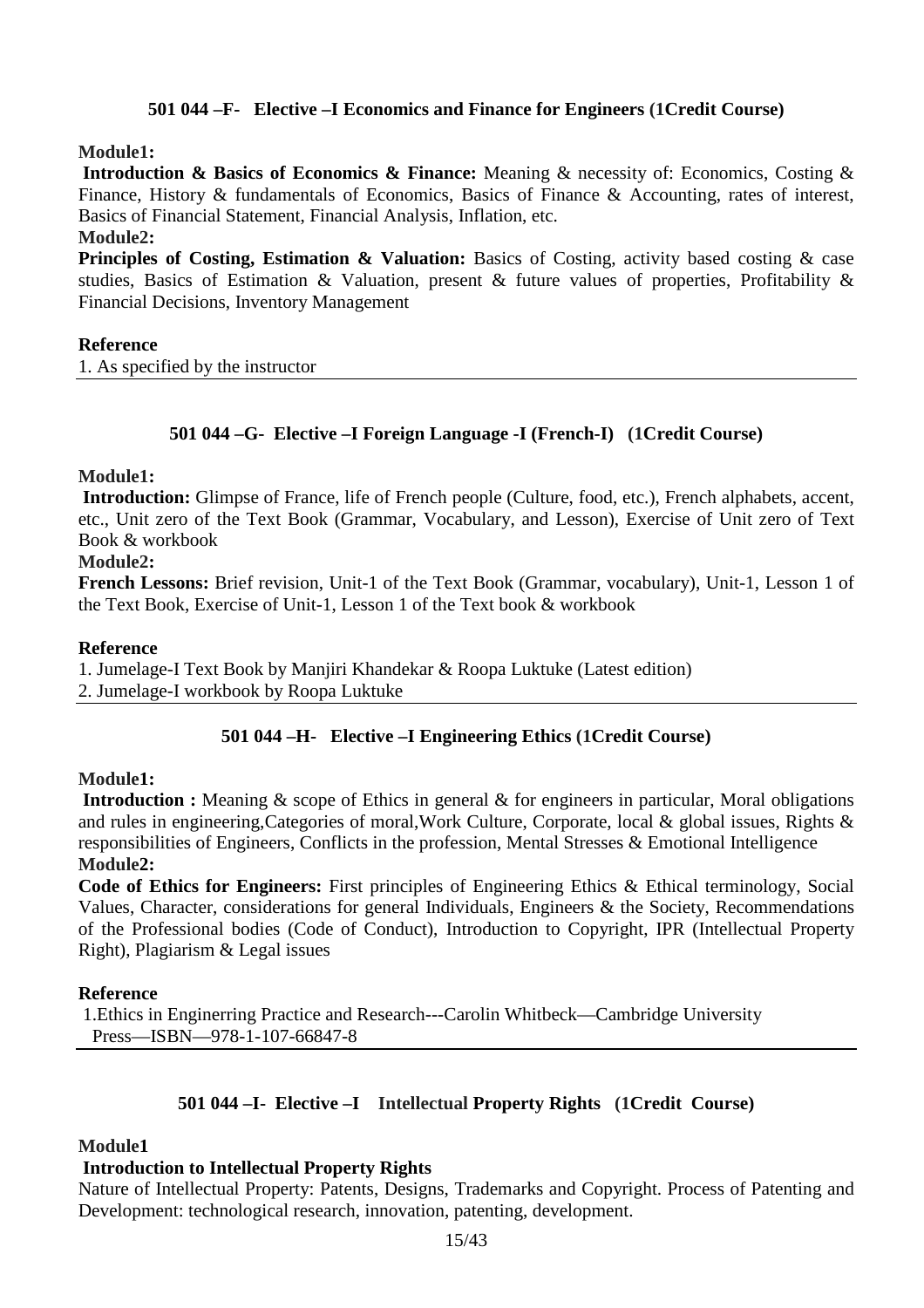### 501 044 –F- Elective –I Economics and Finance for Engineers (1Credit Course)

**Module1:**

**Introduction & Basics of Economics & Finance:** Meaning & necessity of: Economics, Costing & Finance, History & fundamentals of Economics, Basics of Finance & Accounting, rates of interest, Basics of Financial Statement, Financial Analysis, Inflation, etc.

**Module2:**

**Principles of Costing, Estimation & Valuation:** Basics of Costing, activity based costing & case studies, Basics of Estimation & Valuation, present & future values of properties, Profitability & Financial Decisions, Inventory Management

**Reference**

1. As specified by the instructor

---

### 501 044 –G- Elective –I Foreign Language -I (French-I) (1Credit Course)

**Module1:**

**Introduction:** Glimpse of France, life of French people (Culture, food, etc.), French alphabets, accent, etc., Unit zero of the Text Book (Grammar, Vocabulary, and Lesson), Exercise of Unit zero of Text Book & workbook

**Module2:**

**French Lessons:** Brief revision, Unit-1 of the Text Book (Grammar, vocabulary), Unit-1, Lesson 1 of the Text Book, Exercise of Unit-1, Lesson 1 of the Text book & workbook

**Reference**

1. Jumelage-I Text Book by Manjiri Khandekar & Roopa Luktuke (Latest edition)
2. Jumelage-I workbook by Roopa Luktuke

---

### 501 044 –H- Elective –I Engineering Ethics (1Credit Course)

**Module1:**

**Introduction :** Meaning & scope of Ethics in general & for engineers in particular, Moral obligations and rules in engineering,Categories of moral,Work Culture, Corporate, local & global issues, Rights & responsibilities of Engineers, Conflicts in the profession, Mental Stresses & Emotional Intelligence

**Module2:**

**Code of Ethics for Engineers:** First principles of Engineering Ethics & Ethical terminology, Social Values, Character, considerations for general Individuals, Engineers & the Society, Recommendations of the Professional bodies (Code of Conduct), Introduction to Copyright, IPR (Intellectual Property Right), Plagiarism & Legal issues

**Reference**

1. Ethics in Enginerring Practice and Research---Carolin Whitbeck—Cambridge University Press—ISBN—978-1-107-66847-8

---

### 501 044 –I- Elective –I Intellectual Property Rights (1Credit Course)

**Module1**

**Introduction to Intellectual Property Rights**

Nature of Intellectual Property: Patents, Designs, Trademarks and Copyright. Process of Patenting and Development: technological research, innovation, patenting, development.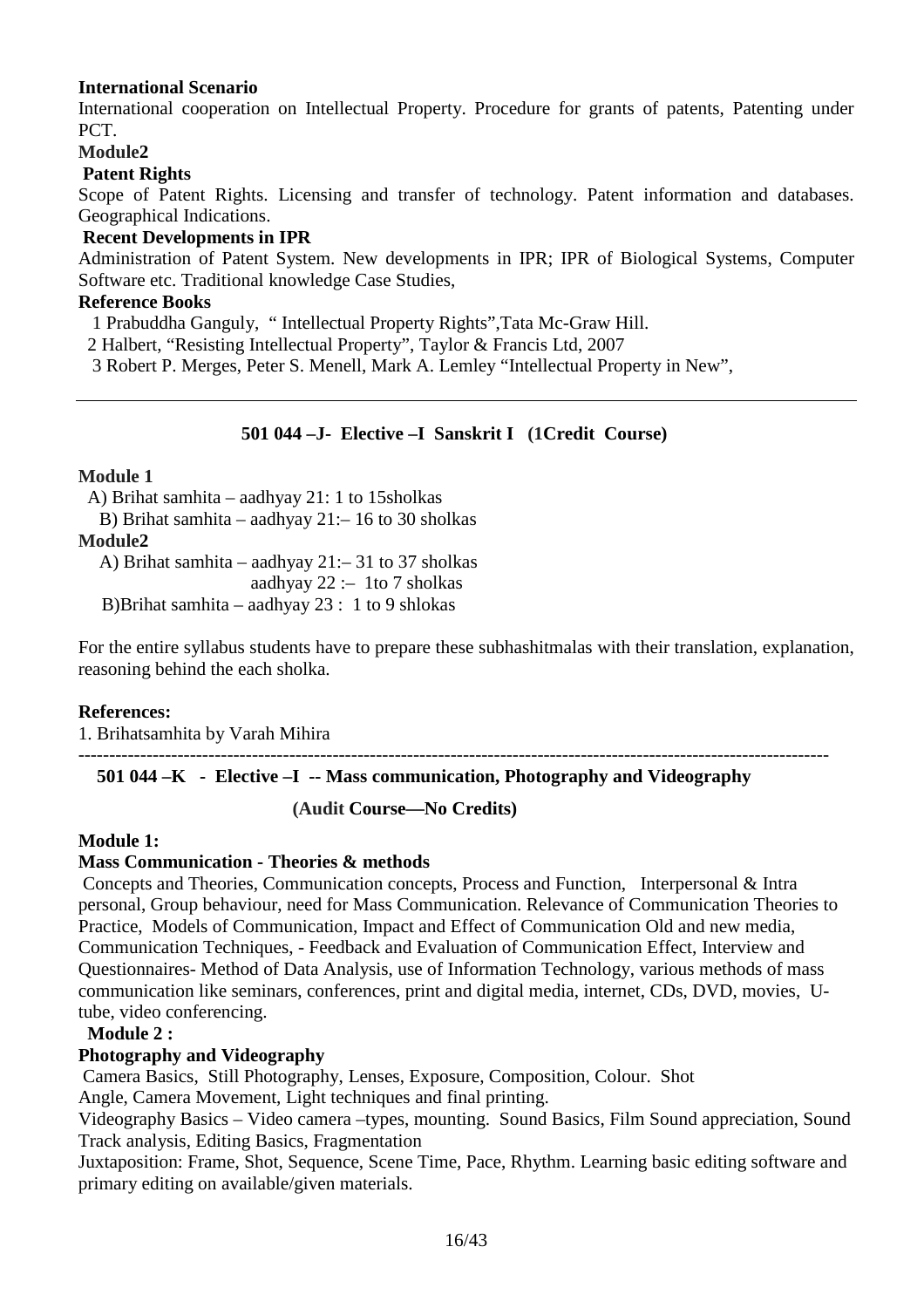**International Scenario**

International cooperation on Intellectual Property. Procedure for grants of patents, Patenting under PCT.

**Module2**

**Patent Rights**

Scope of Patent Rights. Licensing and transfer of technology. Patent information and databases. Geographical Indications.

**Recent Developments in IPR**

Administration of Patent System. New developments in IPR; IPR of Biological Systems, Computer Software etc. Traditional knowledge Case Studies,

**Reference Books**

1 Prabuddha Ganguly, " Intellectual Property Rights",Tata Mc-Graw Hill.
2 Halbert, "Resisting Intellectual Property", Taylor & Francis Ltd, 2007
3 Robert P. Merges, Peter S. Menell, Mark A. Lemley "Intellectual Property in New",

---

### 501 044 –J- Elective –I Sanskrit I (1Credit Course)

**Module 1**

A) Brihat samhita – aadhyay 21: 1 to 15sholkas
B) Brihat samhita – aadhyay 21:– 16 to 30 sholkas

**Module2**

A) Brihat samhita – aadhyay 21:– 31 to 37 sholkas
aadhyay 22 :– 1to 7 sholkas
B)Brihat samhita – aadhyay 23 : 1 to 9 shlokas

For the entire syllabus students have to prepare these subhashitmalas with their translation, explanation, reasoning behind the each sholka.

**References:**

1. Brihatsamhita by Varah Mihira

---

### 501 044 –K - Elective –I -- Mass communication, Photography and Videography

**(Audit Course—No Credits)**

**Module 1:**

**Mass Communication - Theories & methods**

Concepts and Theories, Communication concepts, Process and Function, Interpersonal & Intra personal, Group behaviour, need for Mass Communication. Relevance of Communication Theories to Practice, Models of Communication, Impact and Effect of Communication Old and new media, Communication Techniques, - Feedback and Evaluation of Communication Effect, Interview and Questionnaires- Method of Data Analysis, use of Information Technology, various methods of mass communication like seminars, conferences, print and digital media, internet, CDs, DVD, movies, U-tube, video conferencing.

**Module 2 :**

**Photography and Videography**

Camera Basics, Still Photography, Lenses, Exposure, Composition, Colour. Shot Angle, Camera Movement, Light techniques and final printing.

Videography Basics – Video camera –types, mounting. Sound Basics, Film Sound appreciation, Sound Track analysis, Editing Basics, Fragmentation

Juxtaposition: Frame, Shot, Sequence, Scene Time, Pace, Rhythm. Learning basic editing software and primary editing on available/given materials.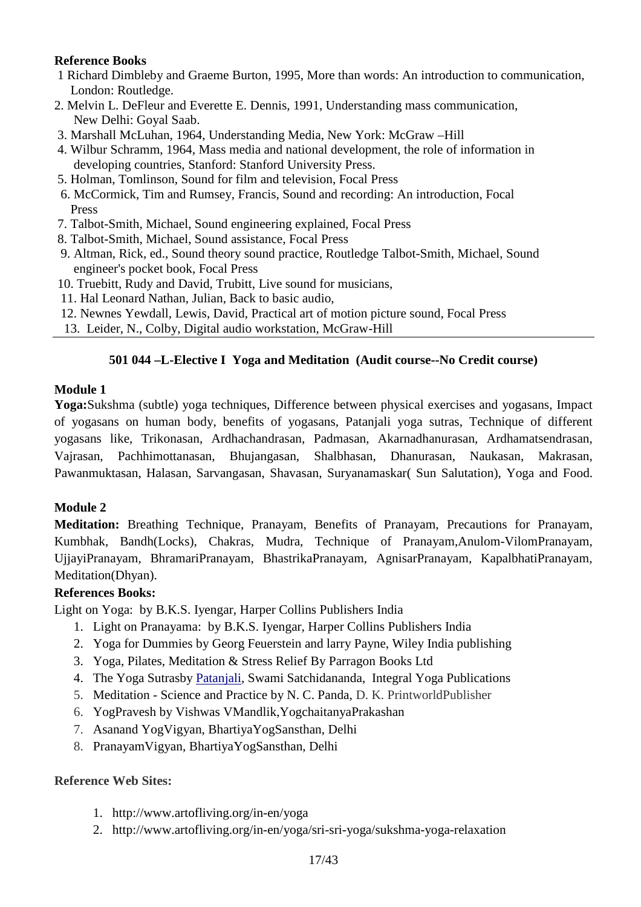**Reference Books**

1 Richard Dimbleby and Graeme Burton, 1995, More than words: An introduction to communication, London: Routledge.
2. Melvin L. DeFleur and Everette E. Dennis, 1991, Understanding mass communication, New Delhi: Goyal Saab.
3. Marshall McLuhan, 1964, Understanding Media, New York: McGraw –Hill
4. Wilbur Schramm, 1964, Mass media and national development, the role of information in developing countries, Stanford: Stanford University Press.
5. Holman, Tomlinson, Sound for film and television, Focal Press
6. McCormick, Tim and Rumsey, Francis, Sound and recording: An introduction, Focal Press
7. Talbot-Smith, Michael, Sound engineering explained, Focal Press
8. Talbot-Smith, Michael, Sound assistance, Focal Press
9. Altman, Rick, ed., Sound theory sound practice, Routledge Talbot-Smith, Michael, Sound engineer's pocket book, Focal Press
10. Truebitt, Rudy and David, Trubitt, Live sound for musicians,
11. Hal Leonard Nathan, Julian, Back to basic audio,
12. Newnes Yewdall, Lewis, David, Practical art of motion picture sound, Focal Press
13. Leider, N., Colby, Digital audio workstation, McGraw-Hill

---

## 501 044 –L-Elective I Yoga and Meditation (Audit course--No Credit course)

### Module 1

**Yoga:**Sukshma (subtle) yoga techniques, Difference between physical exercises and yogasans, Impact of yogasans on human body, benefits of yogasans, Patanjali yoga sutras, Technique of different yogasans like, Trikonasan, Ardhachandrasan, Padmasan, Akarnadhanurasan, Ardhamatsendrasan, Vajrasan, Pachhimottanasan, Bhujangasan, Shalbhasan, Dhanurasan, Naukasan, Makrasan, Pawanmuktasan, Halasan, Sarvangasan, Shavasan, Suryanamaskar( Sun Salutation), Yoga and Food.

### Module 2

**Meditation:** Breathing Technique, Pranayam, Benefits of Pranayam, Precautions for Pranayam, Kumbhak, Bandh(Locks), Chakras, Mudra, Technique of Pranayam,Anulom-VilomPranayam, UjjayiPranayam, BhramariPranayam, BhastrikaPranayam, AgnisarPranayam, KapalbhatiPranayam, Meditation(Dhyan).

**References Books:**

Light on Yoga: by B.K.S. Iyengar, Harper Collins Publishers India

1. Light on Pranayama: by B.K.S. Iyengar, Harper Collins Publishers India
2. Yoga for Dummies by Georg Feuerstein and larry Payne, Wiley India publishing
3. Yoga, Pilates, Meditation & Stress Relief By Parragon Books Ltd
4. The Yoga Sutrasby Patanjali, Swami Satchidananda, Integral Yoga Publications
5. Meditation - Science and Practice by N. C. Panda, D. K. PrintworldPublisher
6. YogPravesh by Vishwas VMandlik,YogchaitanyaPrakashan
7. Asanand YogVigyan, BhartiyaYogSansthan, Delhi
8. PranayamVigyan, BhartiyaYogSansthan, Delhi

**Reference Web Sites:**

1. http://www.artofliving.org/in-en/yoga
2. http://www.artofliving.org/in-en/yoga/sri-sri-yoga/sukshma-yoga-relaxation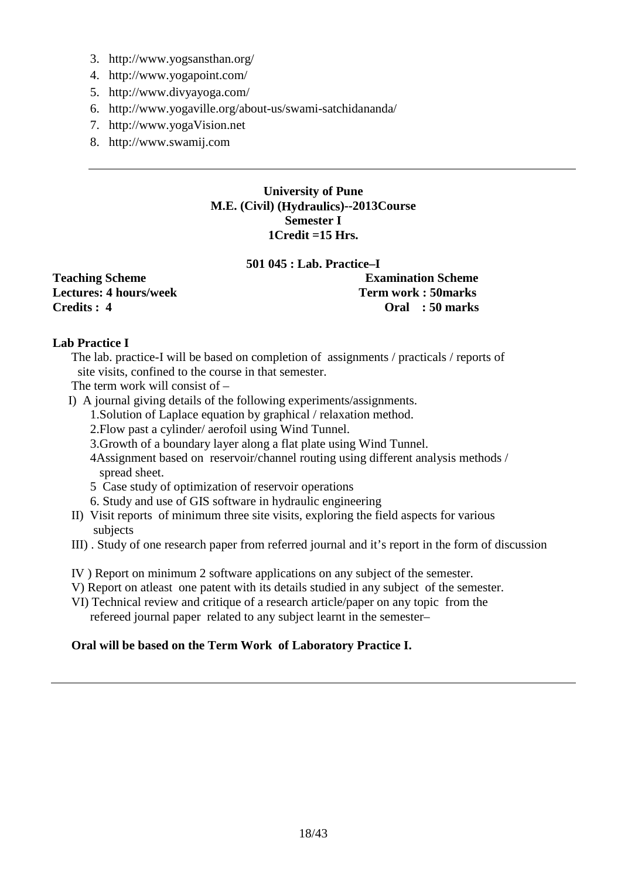3. http://www.yogsansthan.org/
4. http://www.yogapoint.com/
5. http://www.divyayoga.com/
6. http://www.yogaville.org/about-us/swami-satchidananda/
7. http://www.yogaVision.net
8. http://www.swamij.com

---

**University of Pune**
**M.E. (Civil) (Hydraulics)--2013Course**
**Semester I**
**1Credit =15 Hrs.**

**501 045 : Lab. Practice–I**

| **Teaching Scheme** | **Examination Scheme** |
|---|---|
| **Lectures: 4 hours/week** | **Term work : 50marks** |
| **Credits : 4** | **Oral : 50 marks** |

**Lab Practice I**

The lab. practice-I will be based on completion of assignments / practicals / reports of site visits, confined to the course in that semester.

The term work will consist of –

I) A journal giving details of the following experiments/assignments.

1.Solution of Laplace equation by graphical / relaxation method.

2.Flow past a cylinder/ aerofoil using Wind Tunnel.

3.Growth of a boundary layer along a flat plate using Wind Tunnel.

4Assignment based on reservoir/channel routing using different analysis methods / spread sheet.

5 Case study of optimization of reservoir operations

6. Study and use of GIS software in hydraulic engineering

II) Visit reports of minimum three site visits, exploring the field aspects for various subjects

III) . Study of one research paper from referred journal and it's report in the form of discussion

IV ) Report on minimum 2 software applications on any subject of the semester.

V) Report on atleast one patent with its details studied in any subject of the semester.

VI) Technical review and critique of a research article/paper on any topic from the refereed journal paper related to any subject learnt in the semester–

**Oral will be based on the Term Work of Laboratory Practice I.**

---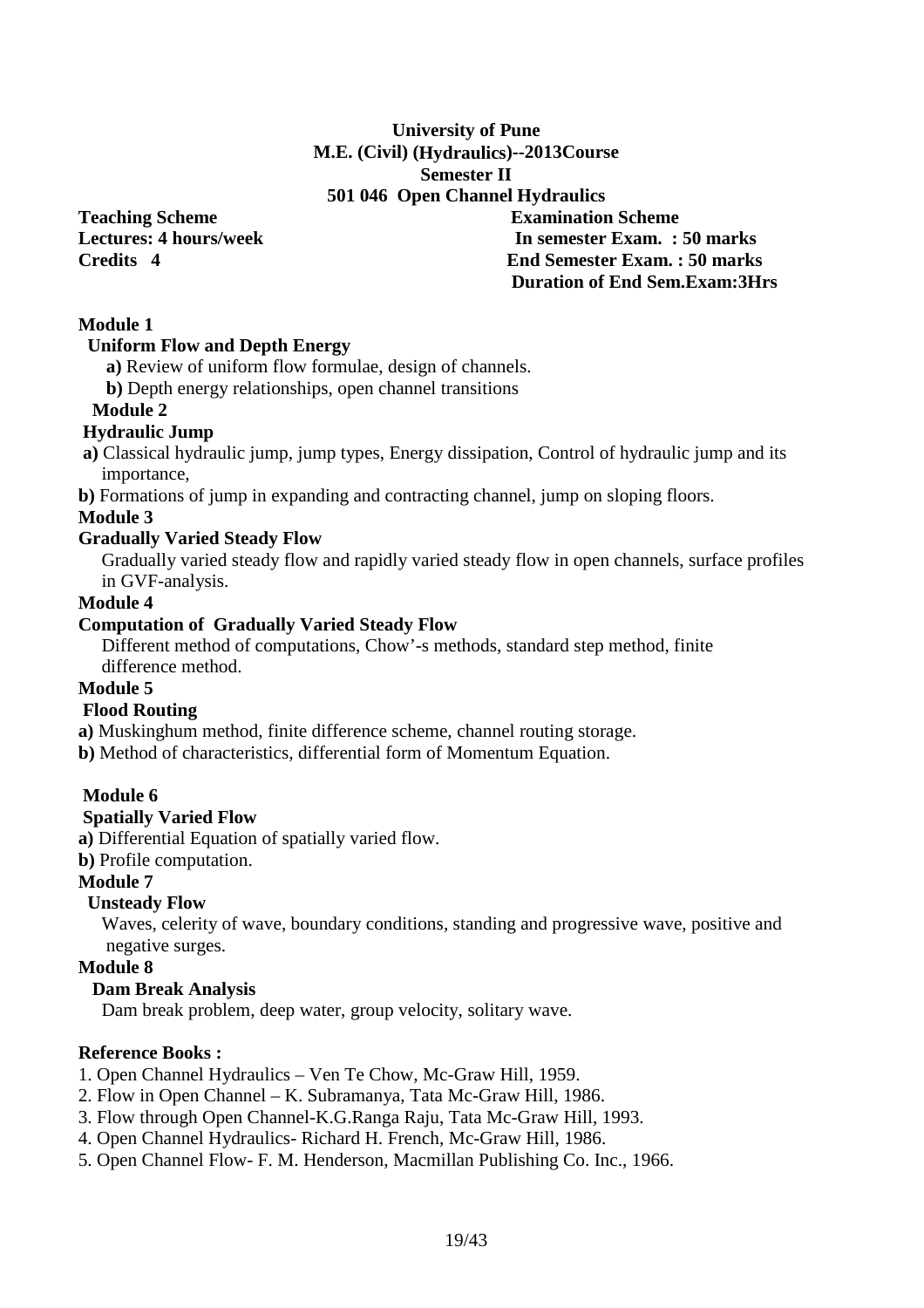**University of Pune**
**M.E. (Civil) (Hydraulics)--2013Course**
**Semester II**
**501 046 Open Channel Hydraulics**

**Teaching Scheme**
**Lectures: 4 hours/week**
**Credits 4**

**Examination Scheme**
**In semester Exam. : 50 marks**
**End Semester Exam. : 50 marks**
**Duration of End Sem.Exam:3Hrs**

**Module 1**

**Uniform Flow and Depth Energy**

**a)** Review of uniform flow formulae, design of channels.

**b)** Depth energy relationships, open channel transitions

**Module 2**

**Hydraulic Jump**

**a)** Classical hydraulic jump, jump types, Energy dissipation, Control of hydraulic jump and its importance,

**b)** Formations of jump in expanding and contracting channel, jump on sloping floors.

**Module 3**

**Gradually Varied Steady Flow**

Gradually varied steady flow and rapidly varied steady flow in open channels, surface profiles in GVF-analysis.

**Module 4**

**Computation of Gradually Varied Steady Flow**

Different method of computations, Chow'-s methods, standard step method, finite difference method.

**Module 5**

**Flood Routing**

**a)** Muskinghum method, finite difference scheme, channel routing storage.

**b)** Method of characteristics, differential form of Momentum Equation.

**Module 6**

**Spatially Varied Flow**

**a)** Differential Equation of spatially varied flow.

**b)** Profile computation.

**Module 7**

**Unsteady Flow**

Waves, celerity of wave, boundary conditions, standing and progressive wave, positive and negative surges.

**Module 8**

**Dam Break Analysis**

Dam break problem, deep water, group velocity, solitary wave.

**Reference Books :**

1. Open Channel Hydraulics – Ven Te Chow, Mc-Graw Hill, 1959.
2. Flow in Open Channel – K. Subramanya, Tata Mc-Graw Hill, 1986.
3. Flow through Open Channel-K.G.Ranga Raju, Tata Mc-Graw Hill, 1993.
4. Open Channel Hydraulics- Richard H. French, Mc-Graw Hill, 1986.
5. Open Channel Flow- F. M. Henderson, Macmillan Publishing Co. Inc., 1966.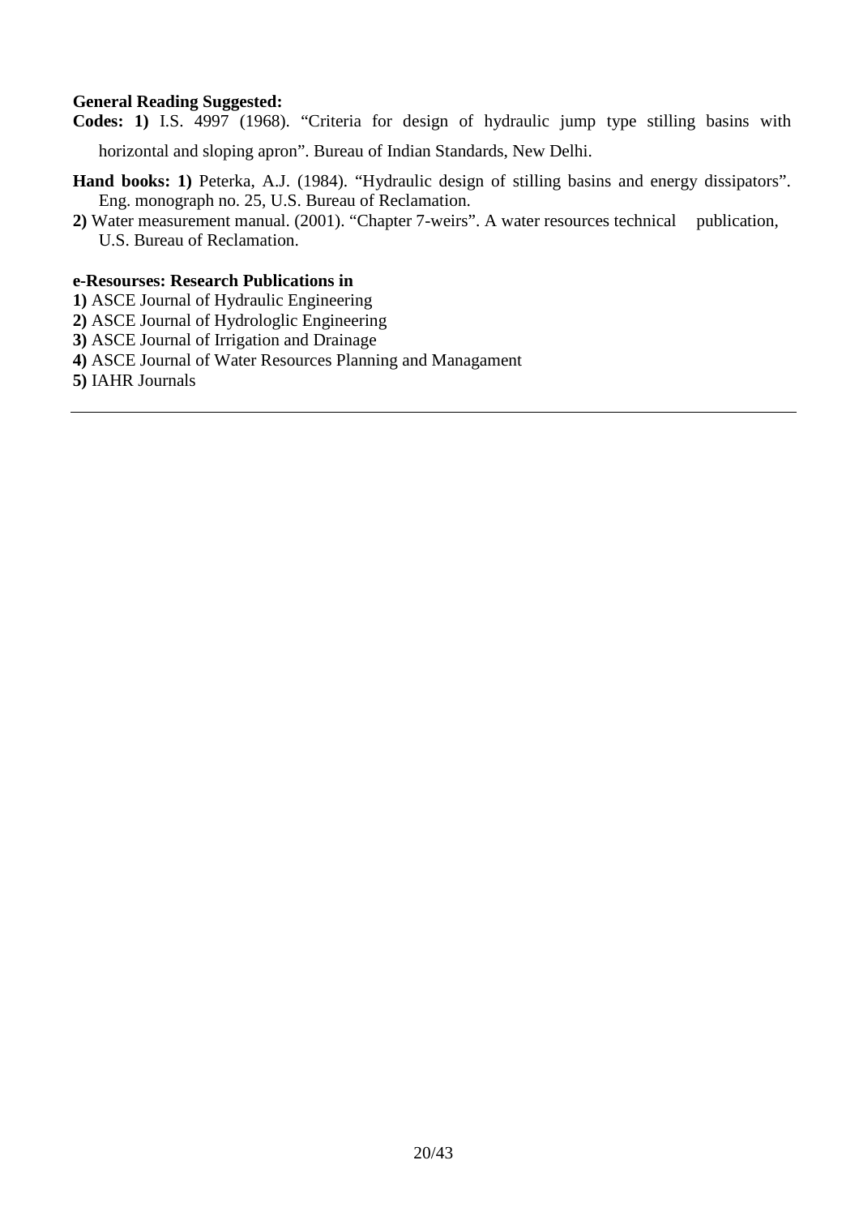**General Reading Suggested:**

**Codes: 1)** I.S. 4997 (1968). "Criteria for design of hydraulic jump type stilling basins with horizontal and sloping apron". Bureau of Indian Standards, New Delhi.

**Hand books: 1)** Peterka, A.J. (1984). "Hydraulic design of stilling basins and energy dissipators". Eng. monograph no. 25, U.S. Bureau of Reclamation.

**2)** Water measurement manual. (2001). "Chapter 7-weirs". A water resources technical publication, U.S. Bureau of Reclamation.

**e-Resourses: Research Publications in**

**1)** ASCE Journal of Hydraulic Engineering
**2)** ASCE Journal of Hydrologlic Engineering
**3)** ASCE Journal of Irrigation and Drainage
**4)** ASCE Journal of Water Resources Planning and Managament
**5)** IAHR Journals

---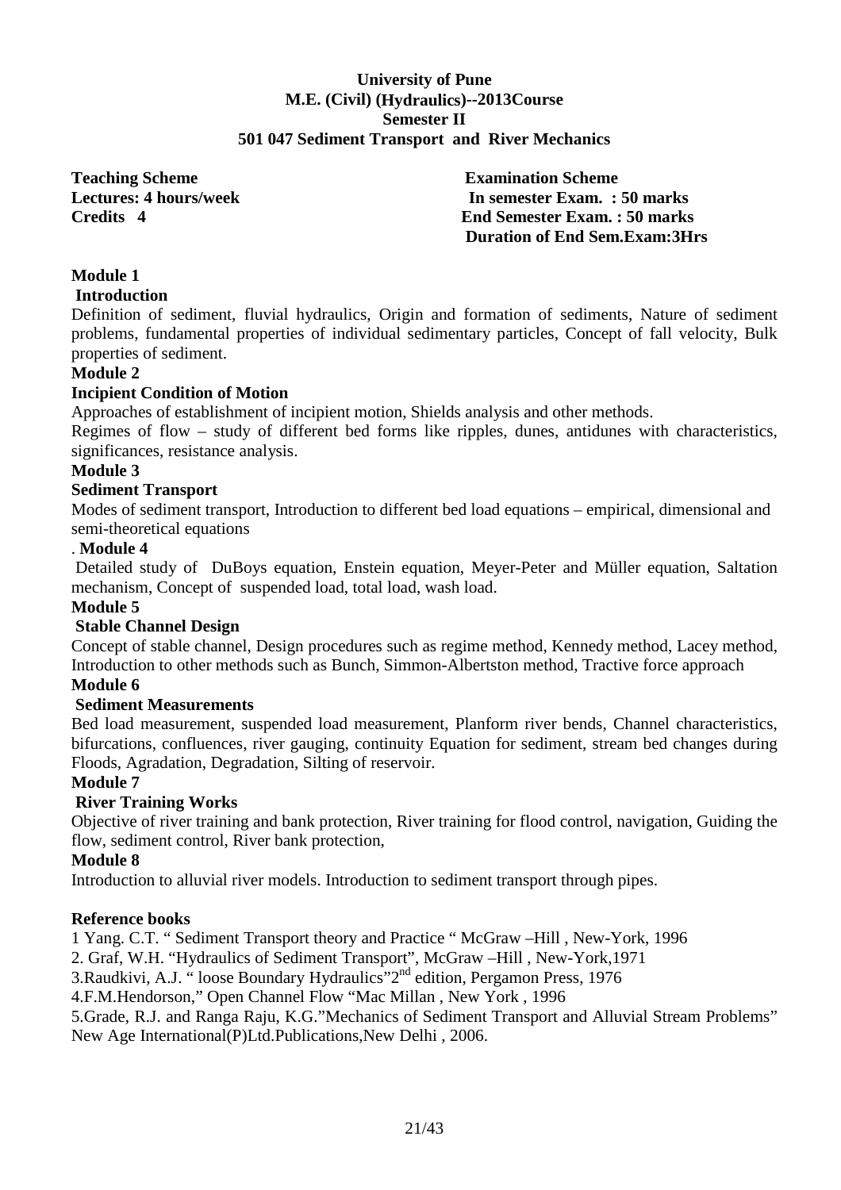**University of Pune**
**M.E. (Civil) (Hydraulics)--2013Course**
**Semester II**
**501 047 Sediment Transport and River Mechanics**

**Teaching Scheme**
**Lectures: 4 hours/week**
**Credits 4**

**Examination Scheme**
**In semester Exam. : 50 marks**
**End Semester Exam. : 50 marks**
**Duration of End Sem.Exam:3Hrs**

**Module 1**

**Introduction**

Definition of sediment, fluvial hydraulics, Origin and formation of sediments, Nature of sediment problems, fundamental properties of individual sedimentary particles, Concept of fall velocity, Bulk properties of sediment.

**Module 2**

**Incipient Condition of Motion**

Approaches of establishment of incipient motion, Shields analysis and other methods.

Regimes of flow – study of different bed forms like ripples, dunes, antidunes with characteristics, significances, resistance analysis.

**Module 3**

**Sediment Transport**

Modes of sediment transport, Introduction to different bed load equations – empirical, dimensional and semi-theoretical equations

. **Module 4**

Detailed study of DuBoys equation, Enstein equation, Meyer-Peter and Müller equation, Saltation mechanism, Concept of suspended load, total load, wash load.

**Module 5**

**Stable Channel Design**

Concept of stable channel, Design procedures such as regime method, Kennedy method, Lacey method, Introduction to other methods such as Bunch, Simmon-Albertston method, Tractive force approach

**Module 6**

**Sediment Measurements**

Bed load measurement, suspended load measurement, Planform river bends, Channel characteristics, bifurcations, confluences, river gauging, continuity Equation for sediment, stream bed changes during Floods, Agradation, Degradation, Silting of reservoir.

**Module 7**

**River Training Works**

Objective of river training and bank protection, River training for flood control, navigation, Guiding the flow, sediment control, River bank protection,

**Module 8**

Introduction to alluvial river models. Introduction to sediment transport through pipes.

**Reference books**

1 Yang. C.T. " Sediment Transport theory and Practice " McGraw –Hill , New-York, 1996

2. Graf, W.H. "Hydraulics of Sediment Transport", McGraw –Hill , New-York,1971

3.Raudkivi, A.J. " loose Boundary Hydraulics"2nd edition, Pergamon Press, 1976

4.F.M.Hendorson," Open Channel Flow "Mac Millan , New York , 1996

5.Grade, R.J. and Ranga Raju, K.G."Mechanics of Sediment Transport and Alluvial Stream Problems" New Age International(P)Ltd.Publications,New Delhi , 2006.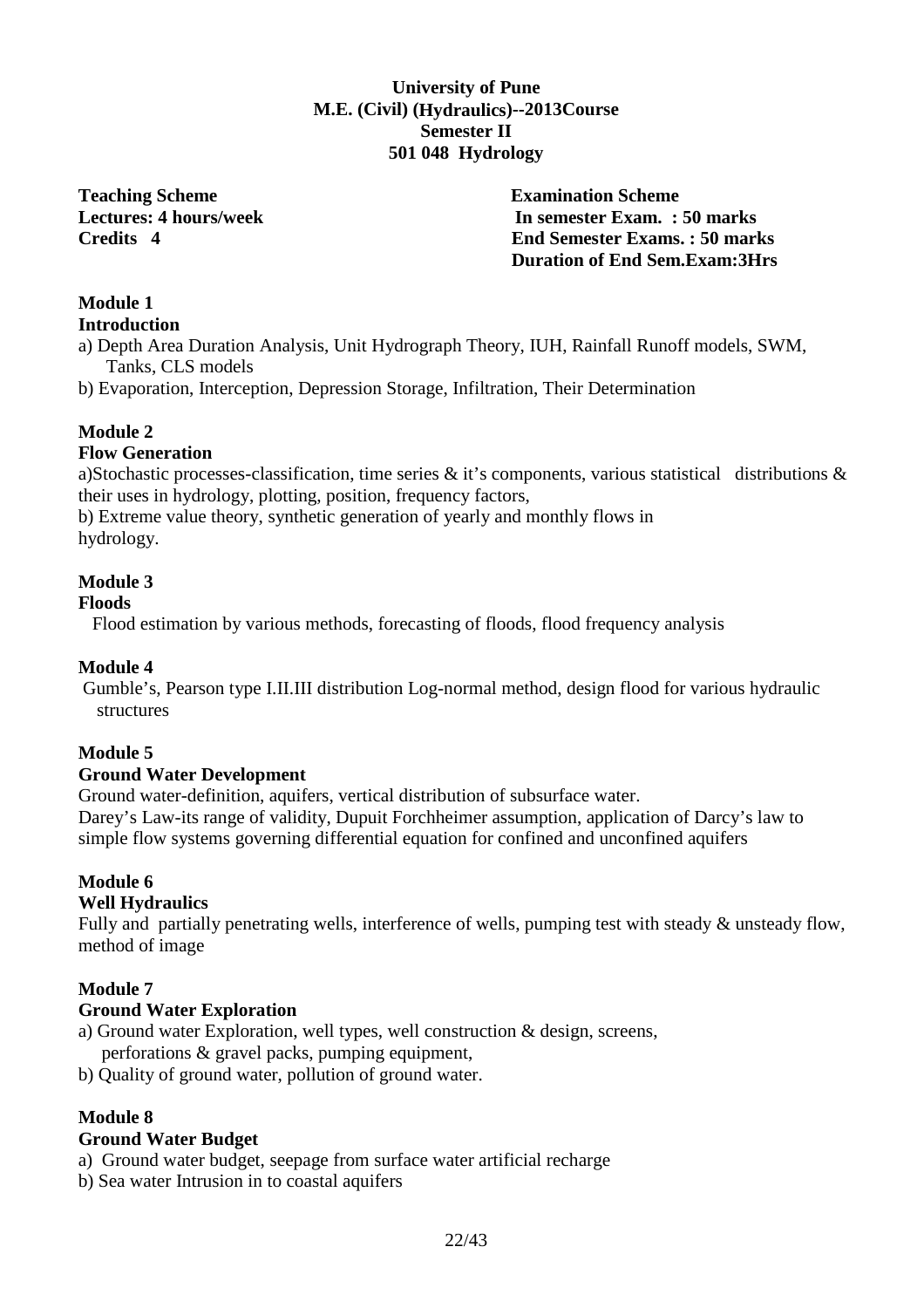**University of Pune**
**M.E. (Civil) (Hydraulics)--2013Course**
**Semester II**
**501 048 Hydrology**

**Teaching Scheme**
**Lectures: 4 hours/week**
**Credits 4**

**Examination Scheme**
**In semester Exam. : 50 marks**
**End Semester Exams. : 50 marks**
**Duration of End Sem.Exam:3Hrs**

**Module 1**
**Introduction**

a) Depth Area Duration Analysis, Unit Hydrograph Theory, IUH, Rainfall Runoff models, SWM, Tanks, CLS models

b) Evaporation, Interception, Depression Storage, Infiltration, Their Determination

**Module 2**
**Flow Generation**

a)Stochastic processes-classification, time series & it's components, various statistical distributions & their uses in hydrology, plotting, position, frequency factors,

b) Extreme value theory, synthetic generation of yearly and monthly flows in hydrology.

**Module 3**
**Floods**

Flood estimation by various methods, forecasting of floods, flood frequency analysis

**Module 4**

Gumble's, Pearson type I.II.III distribution Log-normal method, design flood for various hydraulic structures

**Module 5**
**Ground Water Development**

Ground water-definition, aquifers, vertical distribution of subsurface water.
Darey's Law-its range of validity, Dupuit Forchheimer assumption, application of Darcy's law to simple flow systems governing differential equation for confined and unconfined aquifers

**Module 6**
**Well Hydraulics**

Fully and partially penetrating wells, interference of wells, pumping test with steady & unsteady flow, method of image

**Module 7**
**Ground Water Exploration**

a) Ground water Exploration, well types, well construction & design, screens, perforations & gravel packs, pumping equipment,

b) Quality of ground water, pollution of ground water.

**Module 8**
**Ground Water Budget**

a) Ground water budget, seepage from surface water artificial recharge

b) Sea water Intrusion in to coastal aquifers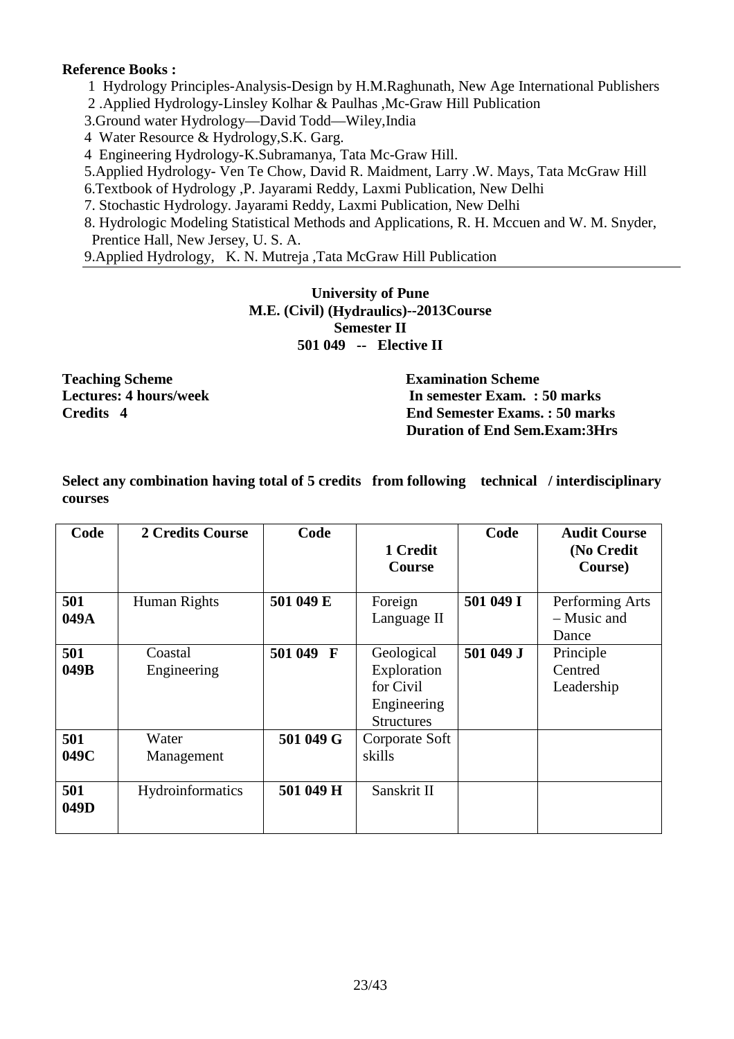**Reference Books :**

1 Hydrology Principles-Analysis-Design by H.M.Raghunath, New Age International Publishers
2 .Applied Hydrology-Linsley Kolhar & Paulhas ,Mc-Graw Hill Publication
3.Ground water Hydrology—David Todd—Wiley,India
4 Water Resource & Hydrology,S.K. Garg.
4 Engineering Hydrology-K.Subramanya, Tata Mc-Graw Hill.
5.Applied Hydrology- Ven Te Chow, David R. Maidment, Larry .W. Mays, Tata McGraw Hill
6.Textbook of Hydrology ,P. Jayarami Reddy, Laxmi Publication, New Delhi
7. Stochastic Hydrology. Jayarami Reddy, Laxmi Publication, New Delhi
8. Hydrologic Modeling Statistical Methods and Applications, R. H. Mccuen and W. M. Snyder, Prentice Hall, New Jersey, U. S. A.
9.Applied Hydrology, K. N. Mutreja ,Tata McGraw Hill Publication

**University of Pune**
**M.E. (Civil) (Hydraulics)--2013Course**
**Semester II**
**501 049 -- Elective II**

**Teaching Scheme**
**Lectures: 4 hours/week**
**Credits 4**

**Examination Scheme**
**In semester Exam. : 50 marks**
**End Semester Exams. : 50 marks**
**Duration of End Sem.Exam:3Hrs**

**Select any combination having total of 5 credits from following technical / interdisciplinary courses**

| Code | 2 Credits Course | Code | 1 Credit Course | Code | Audit Course (No Credit Course) |
|---|---|---|---|---|---|
| **501 049A** | Human Rights | **501 049 E** | Foreign Language II | **501 049 I** | Performing Arts – Music and Dance |
| **501 049B** | Coastal Engineering | **501 049 F** | Geological Exploration for Civil Engineering Structures | **501 049 J** | Principle Centred Leadership |
| **501 049C** | Water Management | **501 049 G** | Corporate Soft skills | | |
| **501 049D** | Hydroinformatics | **501 049 H** | Sanskrit II | | |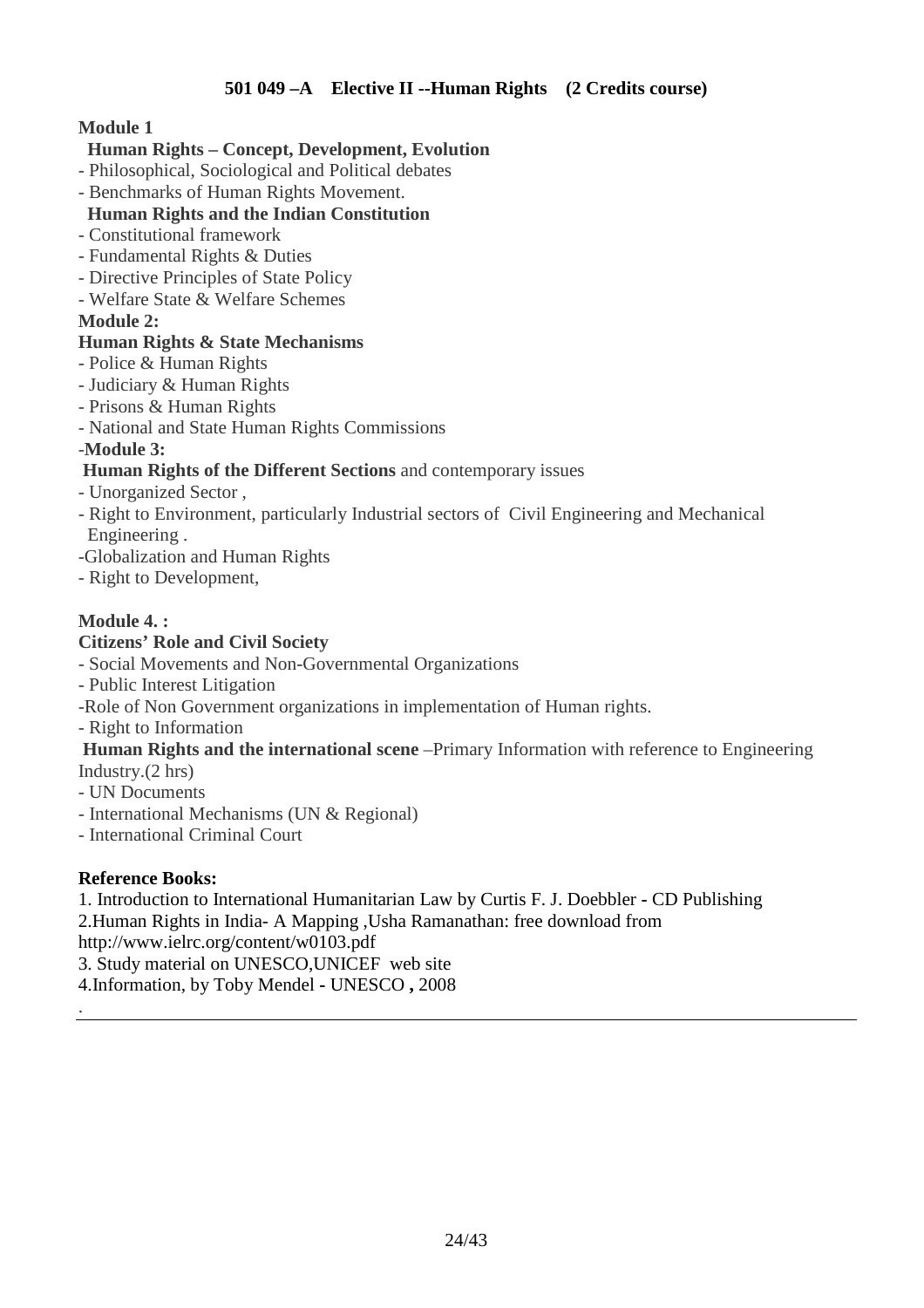## 501 049 –A Elective II --Human Rights (2 Credits course)

**Module 1**

**Human Rights – Concept, Development, Evolution**

- Philosophical, Sociological and Political debates
- Benchmarks of Human Rights Movement.

**Human Rights and the Indian Constitution**

- Constitutional framework
- Fundamental Rights & Duties
- Directive Principles of State Policy
- Welfare State & Welfare Schemes

**Module 2:**

**Human Rights & State Mechanisms**

- Police & Human Rights
- Judiciary & Human Rights
- Prisons & Human Rights
- National and State Human Rights Commissions

-**Module 3:**

**Human Rights of the Different Sections** and contemporary issues

- Unorganized Sector ,
- Right to Environment, particularly Industrial sectors of Civil Engineering and Mechanical Engineering .
- Globalization and Human Rights
- Right to Development,

**Module 4. :**

**Citizens' Role and Civil Society**

- Social Movements and Non-Governmental Organizations
- Public Interest Litigation
- Role of Non Government organizations in implementation of Human rights.
- Right to Information

**Human Rights and the international scene** –Primary Information with reference to Engineering Industry.(2 hrs)

- UN Documents
- International Mechanisms (UN & Regional)
- International Criminal Court

**Reference Books:**

1. Introduction to International Humanitarian Law by Curtis F. J. Doebbler - CD Publishing
2. Human Rights in India- A Mapping ,Usha Ramanathan: free download from http://www.ielrc.org/content/w0103.pdf
3. Study material on UNESCO,UNICEF web site
4. Information, by Toby Mendel - UNESCO **,** 2008

.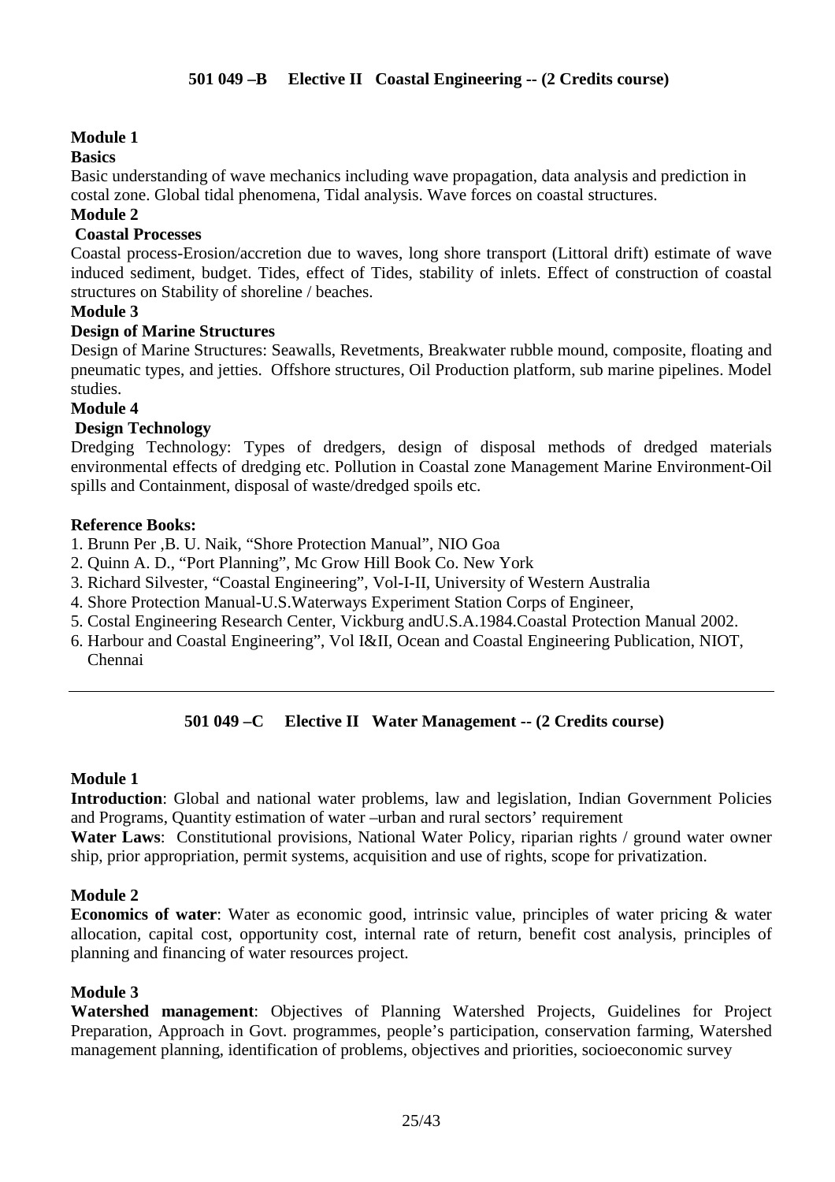## 501 049 –B Elective II Coastal Engineering -- (2 Credits course)

**Module 1**

**Basics**

Basic understanding of wave mechanics including wave propagation, data analysis and prediction in costal zone. Global tidal phenomena, Tidal analysis. Wave forces on coastal structures.

**Module 2**

**Coastal Processes**

Coastal process-Erosion/accretion due to waves, long shore transport (Littoral drift) estimate of wave induced sediment, budget. Tides, effect of Tides, stability of inlets. Effect of construction of coastal structures on Stability of shoreline / beaches.

**Module 3**

**Design of Marine Structures**

Design of Marine Structures: Seawalls, Revetments, Breakwater rubble mound, composite, floating and pneumatic types, and jetties. Offshore structures, Oil Production platform, sub marine pipelines. Model studies.

**Module 4**

**Design Technology**

Dredging Technology: Types of dredgers, design of disposal methods of dredged materials environmental effects of dredging etc. Pollution in Coastal zone Management Marine Environment-Oil spills and Containment, disposal of waste/dredged spoils etc.

**Reference Books:**

1. Brunn Per ,B. U. Naik, "Shore Protection Manual", NIO Goa
2. Quinn A. D., "Port Planning", Mc Grow Hill Book Co. New York
3. Richard Silvester, "Coastal Engineering", Vol-I-II, University of Western Australia
4. Shore Protection Manual-U.S.Waterways Experiment Station Corps of Engineer,
5. Costal Engineering Research Center, Vickburg andU.S.A.1984.Coastal Protection Manual 2002.
6. Harbour and Coastal Engineering", Vol I&II, Ocean and Coastal Engineering Publication, NIOT, Chennai

---

## 501 049 –C Elective II Water Management -- (2 Credits course)

**Module 1**

**Introduction**: Global and national water problems, law and legislation, Indian Government Policies and Programs, Quantity estimation of water –urban and rural sectors' requirement

**Water Laws**: Constitutional provisions, National Water Policy, riparian rights / ground water owner ship, prior appropriation, permit systems, acquisition and use of rights, scope for privatization.

**Module 2**

**Economics of water**: Water as economic good, intrinsic value, principles of water pricing & water allocation, capital cost, opportunity cost, internal rate of return, benefit cost analysis, principles of planning and financing of water resources project.

**Module 3**

**Watershed management**: Objectives of Planning Watershed Projects, Guidelines for Project Preparation, Approach in Govt. programmes, people's participation, conservation farming, Watershed management planning, identification of problems, objectives and priorities, socioeconomic survey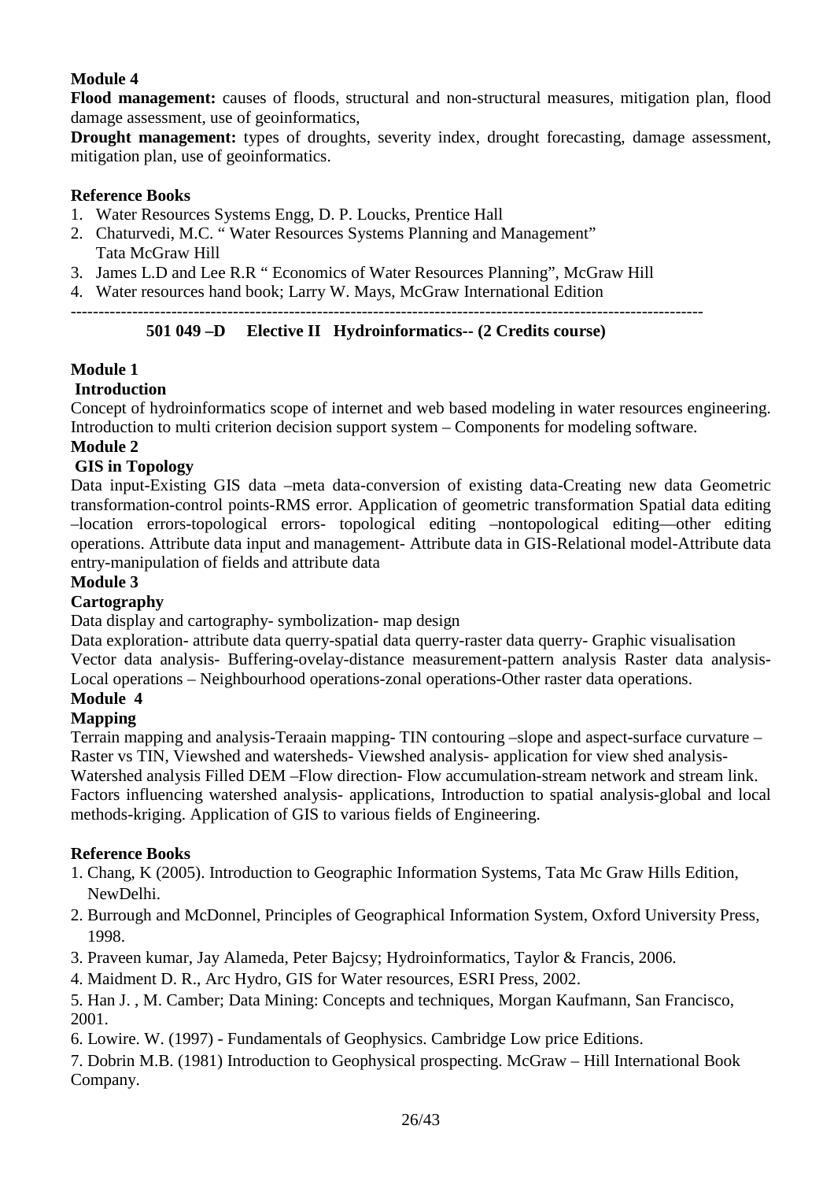**Module 4**

**Flood management:** causes of floods, structural and non-structural measures, mitigation plan, flood damage assessment, use of geoinformatics,

**Drought management:** types of droughts, severity index, drought forecasting, damage assessment, mitigation plan, use of geoinformatics.

**Reference Books**

1. Water Resources Systems Engg, D. P. Loucks, Prentice Hall
2. Chaturvedi, M.C. " Water Resources Systems Planning and Management" Tata McGraw Hill
3. James L.D and Lee R.R " Economics of Water Resources Planning", McGraw Hill
4. Water resources hand book; Larry W. Mays, McGraw International Edition

---

**501 049 –D Elective II Hydroinformatics-- (2 Credits course)**

**Module 1**

**Introduction**

Concept of hydroinformatics scope of internet and web based modeling in water resources engineering. Introduction to multi criterion decision support system – Components for modeling software.

**Module 2**

**GIS in Topology**

Data input-Existing GIS data –meta data-conversion of existing data-Creating new data Geometric transformation-control points-RMS error. Application of geometric transformation Spatial data editing –location errors-topological errors- topological editing –nontopological editing—other editing operations. Attribute data input and management- Attribute data in GIS-Relational model-Attribute data entry-manipulation of fields and attribute data

**Module 3**

**Cartography**

Data display and cartography- symbolization- map design

Data exploration- attribute data querry-spatial data querry-raster data querry- Graphic visualisation

Vector data analysis- Buffering-ovelay-distance measurement-pattern analysis Raster data analysis- Local operations – Neighbourhood operations-zonal operations-Other raster data operations.

**Module 4**

**Mapping**

Terrain mapping and analysis-Teraain mapping- TIN contouring –slope and aspect-surface curvature – Raster vs TIN, Viewshed and watersheds- Viewshed analysis- application for view shed analysis- Watershed analysis Filled DEM –Flow direction- Flow accumulation-stream network and stream link. Factors influencing watershed analysis- applications, Introduction to spatial analysis-global and local methods-kriging. Application of GIS to various fields of Engineering.

**Reference Books**

1. Chang, K (2005). Introduction to Geographic Information Systems, Tata Mc Graw Hills Edition, NewDelhi.
2. Burrough and McDonnel, Principles of Geographical Information System, Oxford University Press, 1998.
3. Praveen kumar, Jay Alameda, Peter Bajcsy; Hydroinformatics, Taylor & Francis, 2006.
4. Maidment D. R., Arc Hydro, GIS for Water resources, ESRI Press, 2002.
5. Han J. , M. Camber; Data Mining: Concepts and techniques, Morgan Kaufmann, San Francisco, 2001.
6. Lowire. W. (1997) - Fundamentals of Geophysics. Cambridge Low price Editions.
7. Dobrin M.B. (1981) Introduction to Geophysical prospecting. McGraw – Hill International Book Company.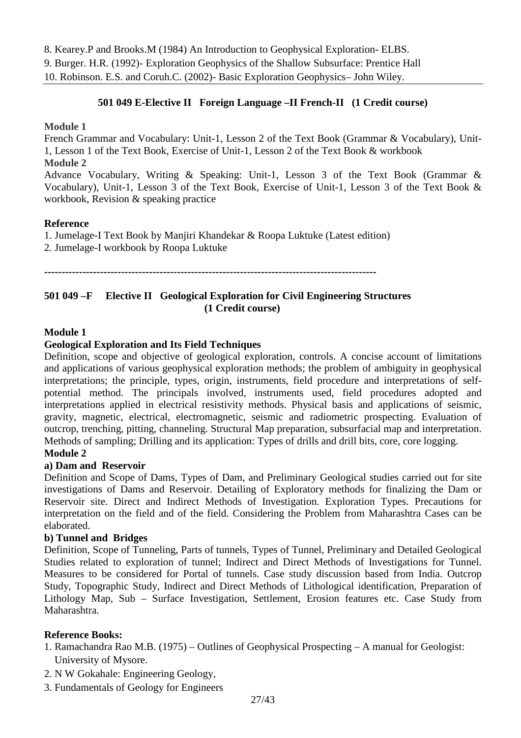8. Kearey.P and Brooks.M (1984) An Introduction to Geophysical Exploration- ELBS.
9. Burger. H.R. (1992)- Exploration Geophysics of the Shallow Subsurface: Prentice Hall
10. Robinson. E.S. and Coruh.C. (2002)- Basic Exploration Geophysics– John Wiley.

---

### 501 049 E-Elective II Foreign Language –II French-II (1 Credit course)

**Module 1**

French Grammar and Vocabulary: Unit-1, Lesson 2 of the Text Book (Grammar & Vocabulary), Unit-1, Lesson 1 of the Text Book, Exercise of Unit-1, Lesson 2 of the Text Book & workbook

**Module 2**

Advance Vocabulary, Writing & Speaking: Unit-1, Lesson 3 of the Text Book (Grammar & Vocabulary), Unit-1, Lesson 3 of the Text Book, Exercise of Unit-1, Lesson 3 of the Text Book & workbook, Revision & speaking practice

**Reference**

1. Jumelage-I Text Book by Manjiri Khandekar & Roopa Luktuke (Latest edition)
2. Jumelage-I workbook by Roopa Luktuke

-----------------------------------------------------------------------------------------------

### 501 049 –F Elective II Geological Exploration for Civil Engineering Structures (1 Credit course)

**Module 1**

**Geological Exploration and Its Field Techniques**

Definition, scope and objective of geological exploration, controls. A concise account of limitations and applications of various geophysical exploration methods; the problem of ambiguity in geophysical interpretations; the principle, types, origin, instruments, field procedure and interpretations of self-potential method. The principals involved, instruments used, field procedures adopted and interpretations applied in electrical resistivity methods. Physical basis and applications of seismic, gravity, magnetic, electrical, electromagnetic, seismic and radiometric prospecting. Evaluation of outcrop, trenching, pitting, channeling. Structural Map preparation, subsurfacial map and interpretation. Methods of sampling; Drilling and its application: Types of drills and drill bits, core, core logging.

**Module 2**

**a) Dam and Reservoir**

Definition and Scope of Dams, Types of Dam, and Preliminary Geological studies carried out for site investigations of Dams and Reservoir. Detailing of Exploratory methods for finalizing the Dam or Reservoir site. Direct and Indirect Methods of Investigation. Exploration Types. Precautions for interpretation on the field and of the field. Considering the Problem from Maharashtra Cases can be elaborated.

**b) Tunnel and Bridges**

Definition, Scope of Tunneling, Parts of tunnels, Types of Tunnel, Preliminary and Detailed Geological Studies related to exploration of tunnel; Indirect and Direct Methods of Investigations for Tunnel. Measures to be considered for Portal of tunnels. Case study discussion based from India. Outcrop Study, Topographic Study, Indirect and Direct Methods of Lithological identification, Preparation of Lithology Map, Sub – Surface Investigation, Settlement, Erosion features etc. Case Study from Maharashtra.

**Reference Books:**

1. Ramachandra Rao M.B. (1975) – Outlines of Geophysical Prospecting – A manual for Geologist: University of Mysore.
2. N W Gokahale: Engineering Geology,
3. Fundamentals of Geology for Engineers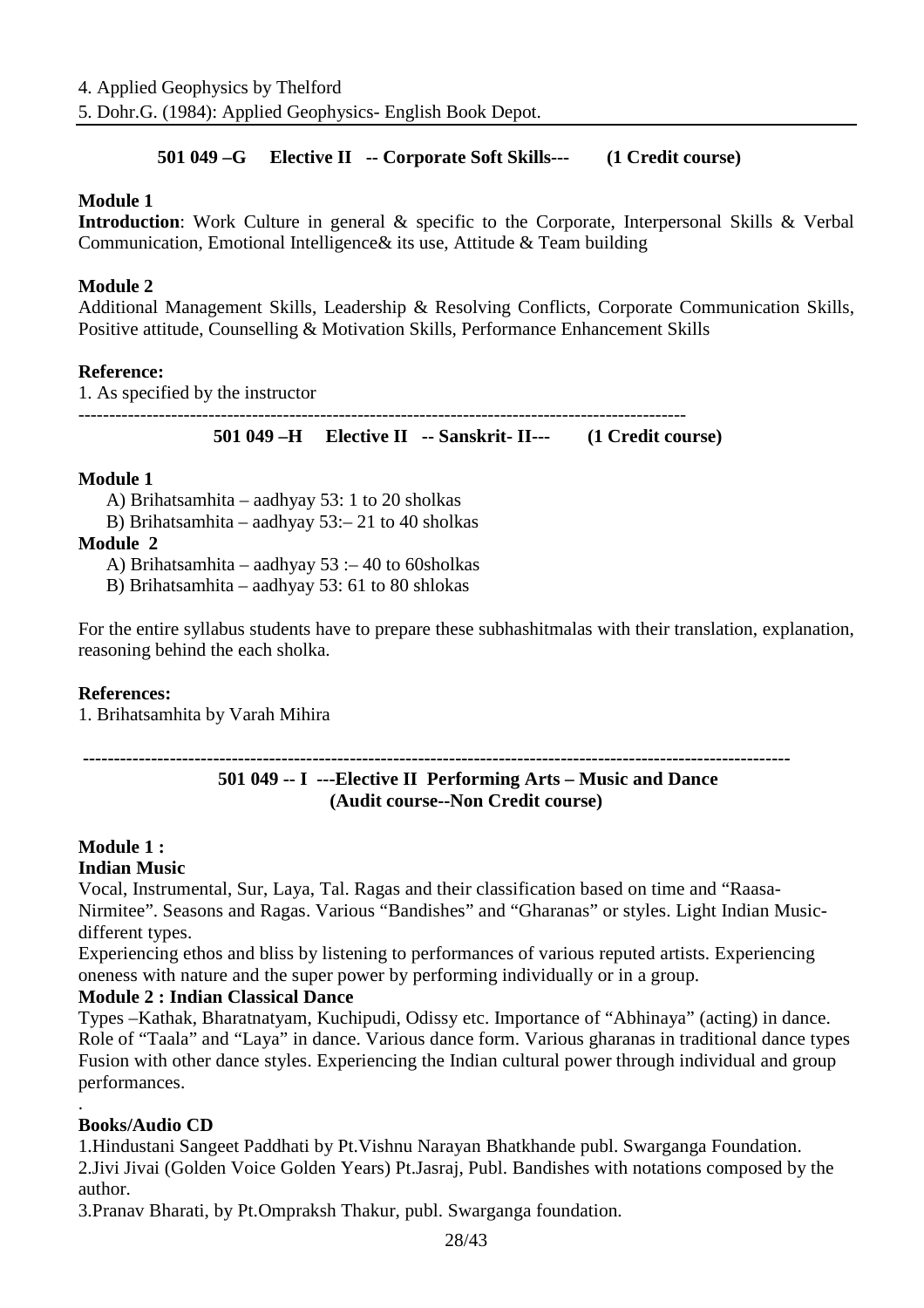4. Applied Geophysics by Thelford
5. Dohr.G. (1984): Applied Geophysics- English Book Depot.

---

### 501 049 –G Elective II -- Corporate Soft Skills--- (1 Credit course)

**Module 1**

**Introduction**: Work Culture in general & specific to the Corporate, Interpersonal Skills & Verbal Communication, Emotional Intelligence& its use, Attitude & Team building

**Module 2**

Additional Management Skills, Leadership & Resolving Conflicts, Corporate Communication Skills, Positive attitude, Counselling & Motivation Skills, Performance Enhancement Skills

**Reference:**

1. As specified by the instructor

---

### 501 049 –H Elective II -- Sanskrit- II--- (1 Credit course)

**Module 1**

A) Brihatsamhita – aadhyay 53: 1 to 20 sholkas

B) Brihatsamhita – aadhyay 53:– 21 to 40 sholkas

**Module 2**

A) Brihatsamhita – aadhyay 53 :– 40 to 60sholkas

B) Brihatsamhita – aadhyay 53: 61 to 80 shlokas

For the entire syllabus students have to prepare these subhashitmalas with their translation, explanation, reasoning behind the each sholka.

**References:**

1. Brihatsamhita by Varah Mihira

---

### 501 049 -- I ---Elective II Performing Arts – Music and Dance (Audit course--Non Credit course)

**Module 1 :**

**Indian Music**

Vocal, Instrumental, Sur, Laya, Tal. Ragas and their classification based on time and "Raasa-Nirmitee". Seasons and Ragas. Various "Bandishes" and "Gharanas" or styles. Light Indian Music-different types.

Experiencing ethos and bliss by listening to performances of various reputed artists. Experiencing oneness with nature and the super power by performing individually or in a group.

**Module 2 : Indian Classical Dance**

Types –Kathak, Bharatnatyam, Kuchipudi, Odissy etc. Importance of "Abhinaya" (acting) in dance. Role of "Taala" and "Laya" in dance. Various dance form. Various gharanas in traditional dance types Fusion with other dance styles. Experiencing the Indian cultural power through individual and group performances.

.

**Books/Audio CD**

1.Hindustani Sangeet Paddhati by Pt.Vishnu Narayan Bhatkhande publ. Swarganga Foundation.

2.Jivi Jivai (Golden Voice Golden Years) Pt.Jasraj, Publ. Bandishes with notations composed by the author.

3.Pranav Bharati, by Pt.Ompraksh Thakur, publ. Swarganga foundation.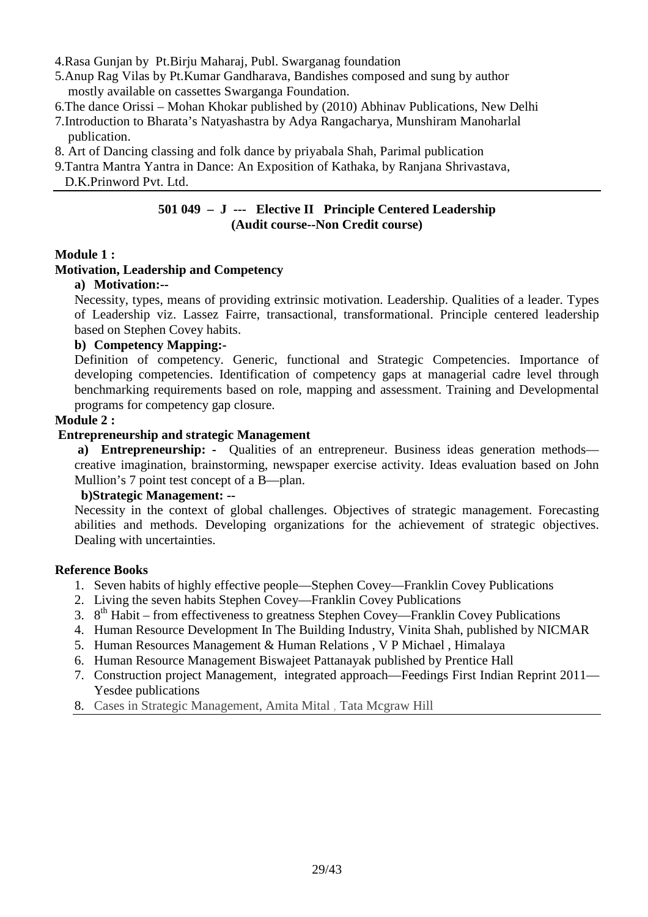4.Rasa Gunjan by Pt.Birju Maharaj, Publ. Swarganag foundation

5.Anup Rag Vilas by Pt.Kumar Gandharava, Bandishes composed and sung by author mostly available on cassettes Swarganga Foundation.

6.The dance Orissi – Mohan Khokar published by (2010) Abhinav Publications, New Delhi

7.Introduction to Bharata's Natyashastra by Adya Rangacharya, Munshiram Manoharlal publication.

8. Art of Dancing classing and folk dance by priyabala Shah, Parimal publication

9.Tantra Mantra Yantra in Dance: An Exposition of Kathaka, by Ranjana Shrivastava, D.K.Prinword Pvt. Ltd.

---

## 501 049 – J --- Elective II Principle Centered Leadership (Audit course--Non Credit course)

**Module 1 :**

**Motivation, Leadership and Competency**

**a) Motivation:--**

Necessity, types, means of providing extrinsic motivation. Leadership. Qualities of a leader. Types of Leadership viz. Lassez Fairre, transactional, transformational. Principle centered leadership based on Stephen Covey habits.

**b) Competency Mapping:-**

Definition of competency. Generic, functional and Strategic Competencies. Importance of developing competencies. Identification of competency gaps at managerial cadre level through benchmarking requirements based on role, mapping and assessment. Training and Developmental programs for competency gap closure.

**Module 2 :**

**Entrepreneurship and strategic Management**

**a) Entrepreneurship: -** Qualities of an entrepreneur. Business ideas generation methods—creative imagination, brainstorming, newspaper exercise activity. Ideas evaluation based on John Mullion's 7 point test concept of a B—plan.

**b)Strategic Management: --**

Necessity in the context of global challenges. Objectives of strategic management. Forecasting abilities and methods. Developing organizations for the achievement of strategic objectives. Dealing with uncertainties.

**Reference Books**

1. Seven habits of highly effective people—Stephen Covey—Franklin Covey Publications
2. Living the seven habits Stephen Covey—Franklin Covey Publications
3. 8th Habit – from effectiveness to greatness Stephen Covey—Franklin Covey Publications
4. Human Resource Development In The Building Industry, Vinita Shah, published by NICMAR
5. Human Resources Management & Human Relations , V P Michael , Himalaya
6. Human Resource Management Biswajeet Pattanayak published by Prentice Hall
7. Construction project Management, integrated approach—Feedings First Indian Reprint 2011—Yesdee publications
8. Cases in Strategic Management, Amita Mital , Tata Mcgraw Hill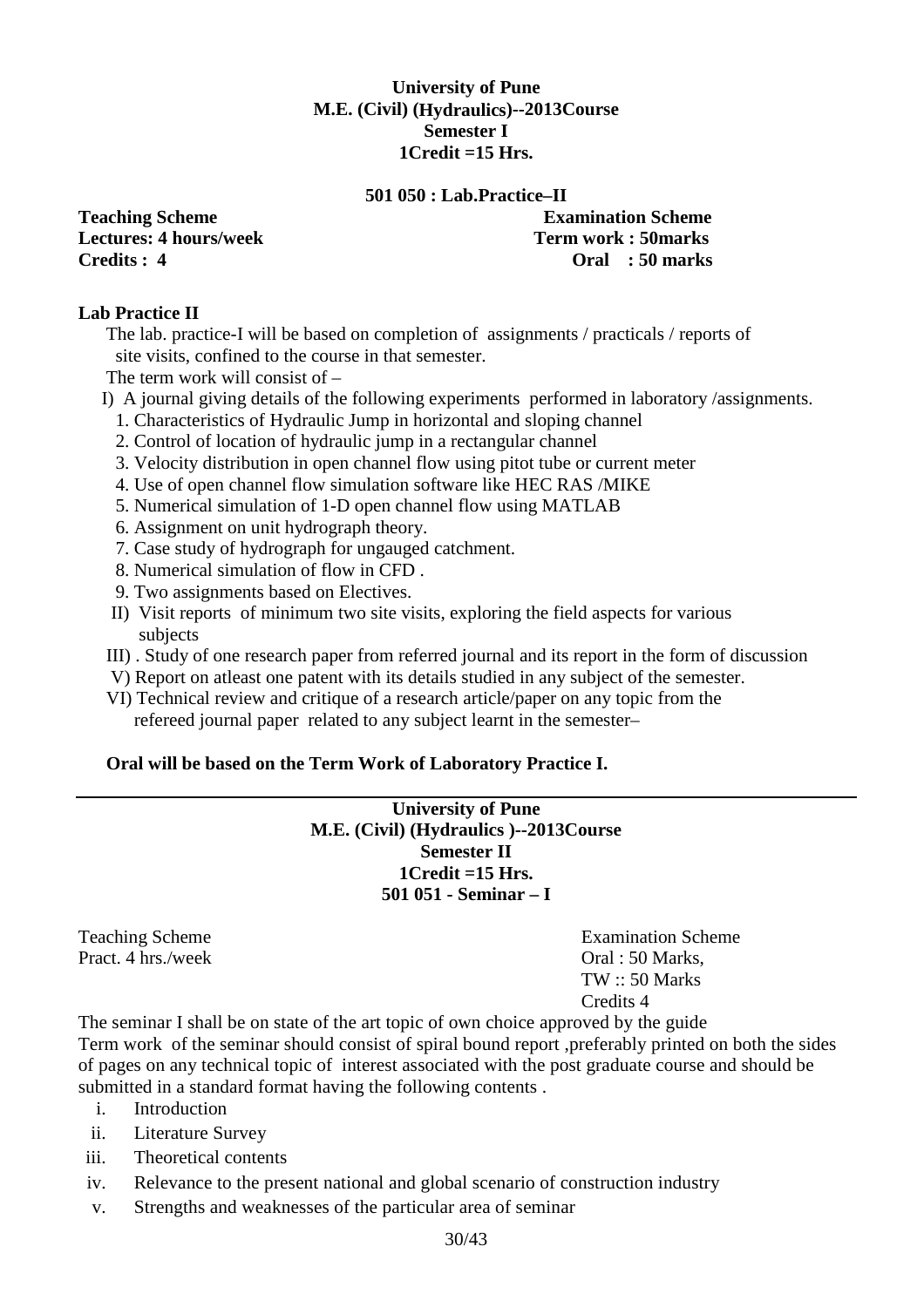**University of Pune**
**M.E. (Civil) (Hydraulics)--2013Course**
**Semester I**
**1Credit =15 Hrs.**

**501 050 : Lab.Practice–II**

| **Teaching Scheme** | **Examination Scheme** |
|---|---|
| **Lectures: 4 hours/week** | **Term work : 50marks** |
| **Credits : 4** | **Oral : 50 marks** |

**Lab Practice II**

The lab. practice-I will be based on completion of assignments / practicals / reports of site visits, confined to the course in that semester.

The term work will consist of –

I) A journal giving details of the following experiments performed in laboratory /assignments.

1. Characteristics of Hydraulic Jump in horizontal and sloping channel
2. Control of location of hydraulic jump in a rectangular channel
3. Velocity distribution in open channel flow using pitot tube or current meter
4. Use of open channel flow simulation software like HEC RAS /MIKE
5. Numerical simulation of 1-D open channel flow using MATLAB
6. Assignment on unit hydrograph theory.
7. Case study of hydrograph for ungauged catchment.
8. Numerical simulation of flow in CFD .
9. Two assignments based on Electives.

II) Visit reports of minimum two site visits, exploring the field aspects for various subjects

III) . Study of one research paper from referred journal and its report in the form of discussion

V) Report on atleast one patent with its details studied in any subject of the semester.

VI) Technical review and critique of a research article/paper on any topic from the refereed journal paper related to any subject learnt in the semester–

**Oral will be based on the Term Work of Laboratory Practice I.**

---

**University of Pune**
**M.E. (Civil) (Hydraulics )--2013Course**
**Semester II**
**1Credit =15 Hrs.**
**501 051 - Seminar – I**

| Teaching Scheme | Examination Scheme |
|---|---|
| Pract. 4 hrs./week | Oral : 50 Marks, |
| | TW :: 50 Marks |
| | Credits 4 |

The seminar I shall be on state of the art topic of own choice approved by the guide

Term work of the seminar should consist of spiral bound report ,preferably printed on both the sides of pages on any technical topic of interest associated with the post graduate course and should be submitted in a standard format having the following contents .

i. Introduction
ii. Literature Survey
iii. Theoretical contents
iv. Relevance to the present national and global scenario of construction industry
v. Strengths and weaknesses of the particular area of seminar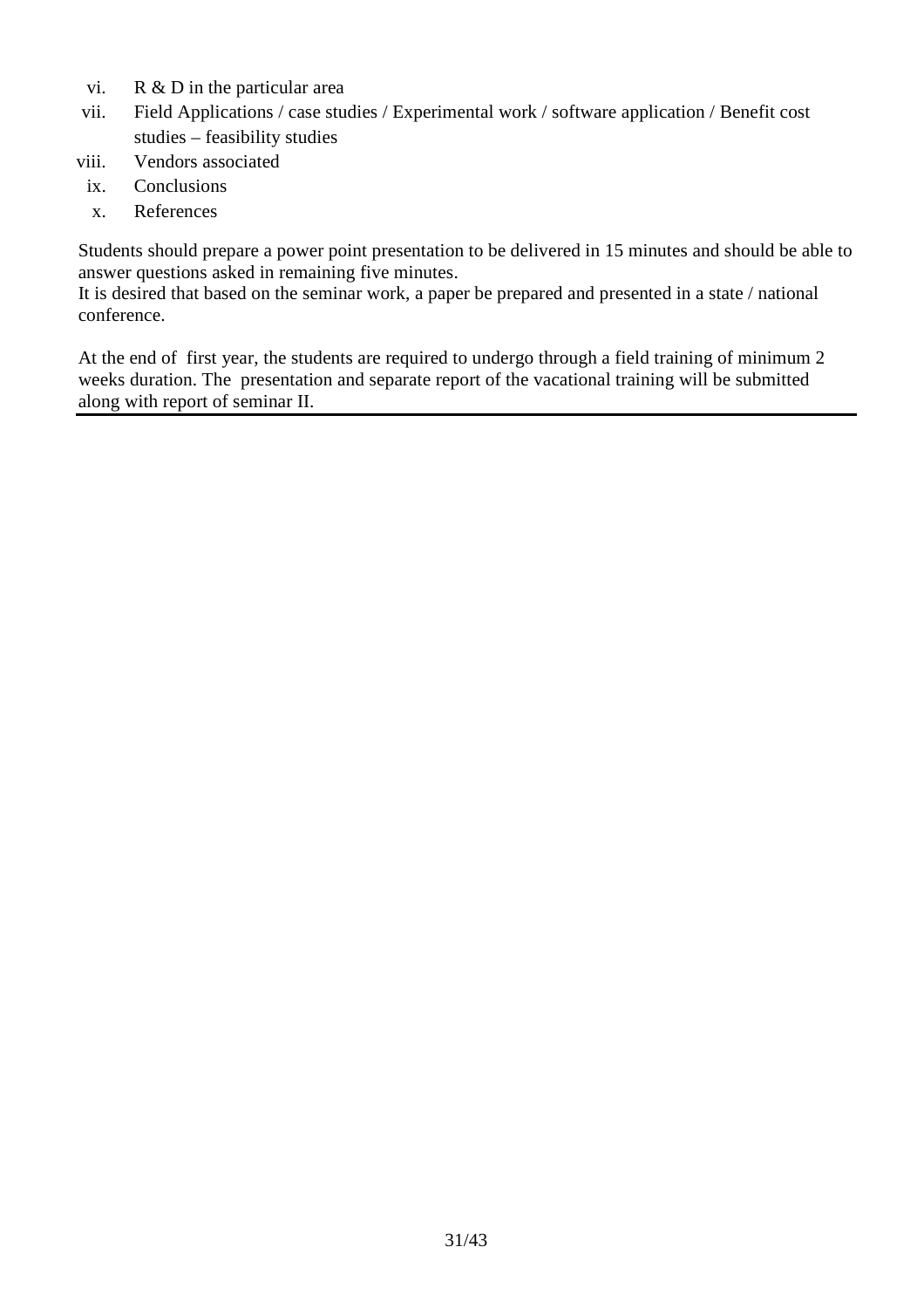vi. R & D in the particular area
vii. Field Applications / case studies / Experimental work / software application / Benefit cost studies – feasibility studies
viii. Vendors associated
ix. Conclusions
x. References

Students should prepare a power point presentation to be delivered in 15 minutes and should be able to answer questions asked in remaining five minutes.
It is desired that based on the seminar work, a paper be prepared and presented in a state / national conference.

At the end of first year, the students are required to undergo through a field training of minimum 2 weeks duration. The presentation and separate report of the vacational training will be submitted along with report of seminar II.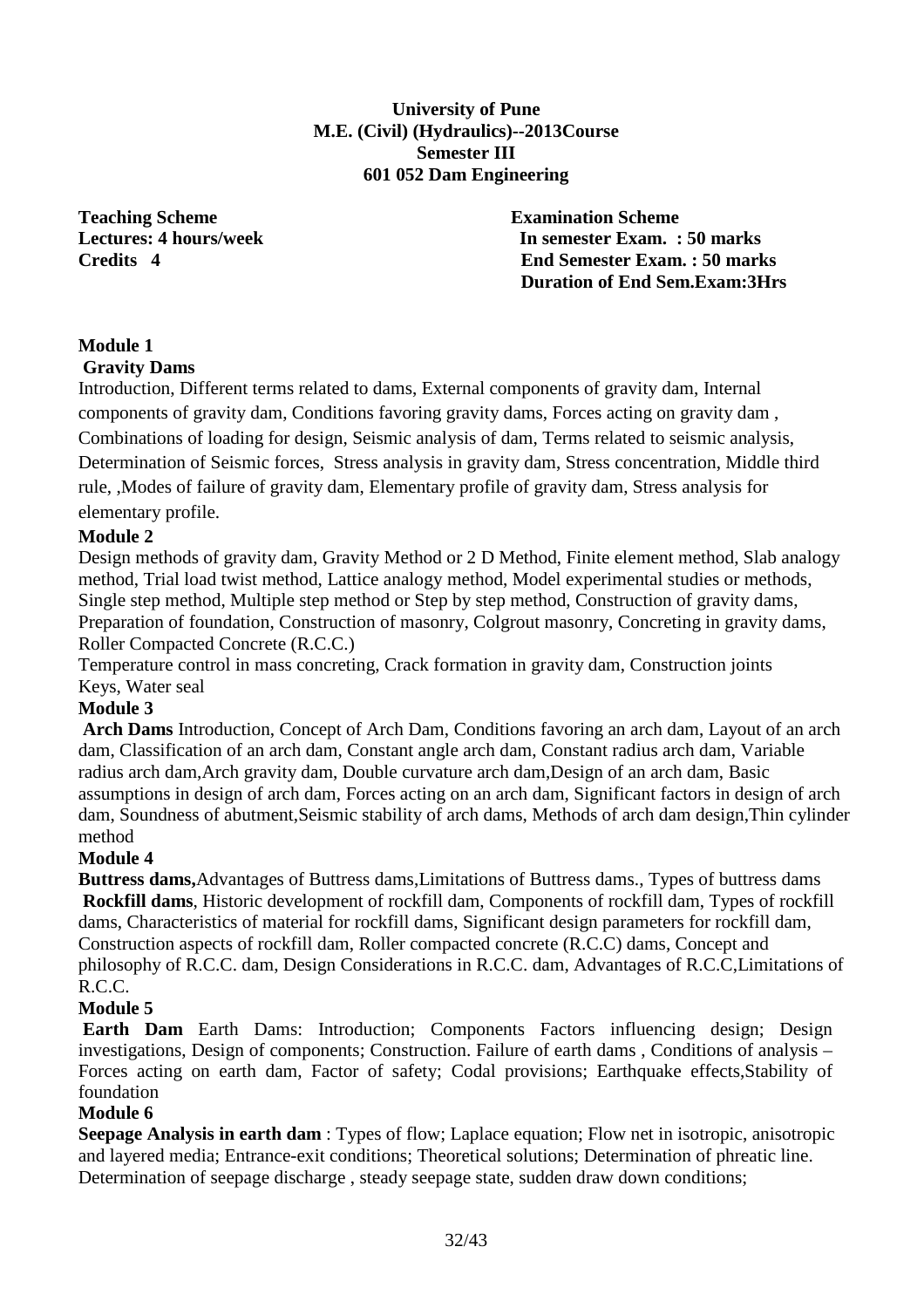**University of Pune**
**M.E. (Civil) (Hydraulics)--2013Course**
**Semester III**
**601 052 Dam Engineering**

**Teaching Scheme**
**Lectures: 4 hours/week**
**Credits 4**

**Examination Scheme**
**In semester Exam. : 50 marks**
**End Semester Exam. : 50 marks**
**Duration of End Sem.Exam:3Hrs**

**Module 1**

**Gravity Dams**

Introduction, Different terms related to dams, External components of gravity dam, Internal components of gravity dam, Conditions favoring gravity dams, Forces acting on gravity dam , Combinations of loading for design, Seismic analysis of dam, Terms related to seismic analysis, Determination of Seismic forces, Stress analysis in gravity dam, Stress concentration, Middle third rule, ,Modes of failure of gravity dam, Elementary profile of gravity dam, Stress analysis for elementary profile.

**Module 2**

Design methods of gravity dam, Gravity Method or 2 D Method, Finite element method, Slab analogy method, Trial load twist method, Lattice analogy method, Model experimental studies or methods, Single step method, Multiple step method or Step by step method, Construction of gravity dams, Preparation of foundation, Construction of masonry, Colgrout masonry, Concreting in gravity dams, Roller Compacted Concrete (R.C.C.)

Temperature control in mass concreting, Crack formation in gravity dam, Construction joints Keys, Water seal

**Module 3**

**Arch Dams** Introduction, Concept of Arch Dam, Conditions favoring an arch dam, Layout of an arch dam, Classification of an arch dam, Constant angle arch dam, Constant radius arch dam, Variable radius arch dam,Arch gravity dam, Double curvature arch dam,Design of an arch dam, Basic assumptions in design of arch dam, Forces acting on an arch dam, Significant factors in design of arch dam, Soundness of abutment,Seismic stability of arch dams, Methods of arch dam design,Thin cylinder method

**Module 4**

**Buttress dams,**Advantages of Buttress dams,Limitations of Buttress dams., Types of buttress dams

**Rockfill dams**, Historic development of rockfill dam, Components of rockfill dam, Types of rockfill dams, Characteristics of material for rockfill dams, Significant design parameters for rockfill dam, Construction aspects of rockfill dam, Roller compacted concrete (R.C.C) dams, Concept and philosophy of R.C.C. dam, Design Considerations in R.C.C. dam, Advantages of R.C.C,Limitations of R.C.C.

**Module 5**

**Earth Dam** Earth Dams: Introduction; Components Factors influencing design; Design investigations, Design of components; Construction. Failure of earth dams , Conditions of analysis – Forces acting on earth dam, Factor of safety; Codal provisions; Earthquake effects,Stability of foundation

**Module 6**

**Seepage Analysis in earth dam** : Types of flow; Laplace equation; Flow net in isotropic, anisotropic and layered media; Entrance-exit conditions; Theoretical solutions; Determination of phreatic line. Determination of seepage discharge , steady seepage state, sudden draw down conditions;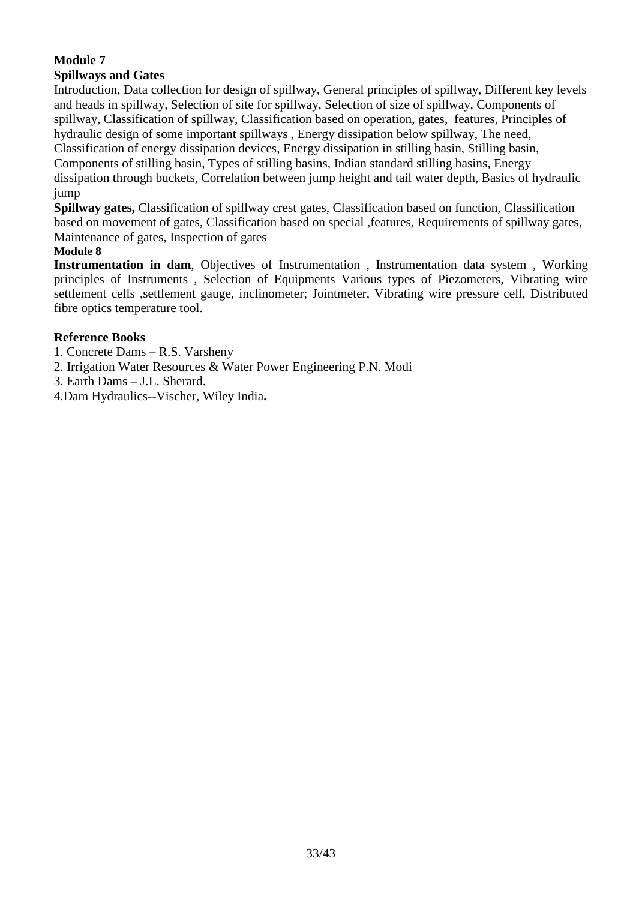**Module 7**

**Spillways and Gates**

Introduction, Data collection for design of spillway, General principles of spillway, Different key levels and heads in spillway, Selection of site for spillway, Selection of size of spillway, Components of spillway, Classification of spillway, Classification based on operation, gates, features, Principles of hydraulic design of some important spillways , Energy dissipation below spillway, The need, Classification of energy dissipation devices, Energy dissipation in stilling basin, Stilling basin, Components of stilling basin, Types of stilling basins, Indian standard stilling basins, Energy dissipation through buckets, Correlation between jump height and tail water depth, Basics of hydraulic jump

**Spillway gates,** Classification of spillway crest gates, Classification based on function, Classification based on movement of gates, Classification based on special ,features, Requirements of spillway gates, Maintenance of gates, Inspection of gates

**Module 8**

**Instrumentation in dam**, Objectives of Instrumentation , Instrumentation data system , Working principles of Instruments , Selection of Equipments Various types of Piezometers, Vibrating wire settlement cells ,settlement gauge, inclinometer; Jointmeter, Vibrating wire pressure cell, Distributed fibre optics temperature tool.

**Reference Books**

1. Concrete Dams – R.S. Varsheny
2. Irrigation Water Resources & Water Power Engineering P.N. Modi
3. Earth Dams – J.L. Sherard.
4. Dam Hydraulics--Vischer, Wiley India**.**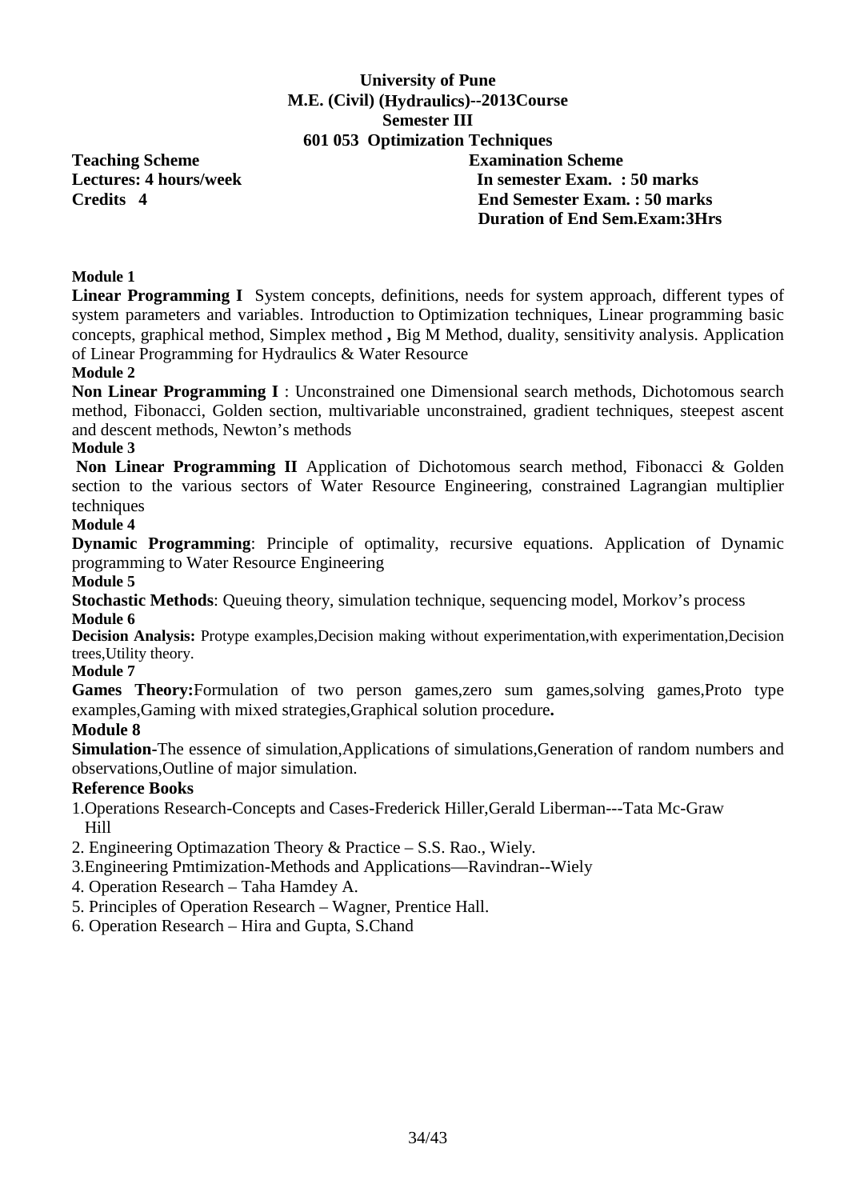**University of Pune**
**M.E. (Civil) (Hydraulics)--2013Course**
**Semester III**
**601 053 Optimization Techniques**

| **Teaching Scheme** | **Examination Scheme** |
|---|---|
| **Lectures: 4 hours/week** | **In semester Exam. : 50 marks** |
| **Credits 4** | **End Semester Exam. : 50 marks** |
| | **Duration of End Sem.Exam:3Hrs** |

**Module 1**

**Linear Programming I** System concepts, definitions, needs for system approach, different types of system parameters and variables. Introduction to Optimization techniques, Linear programming basic concepts, graphical method, Simplex method **,** Big M Method, duality, sensitivity analysis. Application of Linear Programming for Hydraulics & Water Resource

**Module 2**

**Non Linear Programming I** : Unconstrained one Dimensional search methods, Dichotomous search method, Fibonacci, Golden section, multivariable unconstrained, gradient techniques, steepest ascent and descent methods, Newton's methods

**Module 3**

**Non Linear Programming II** Application of Dichotomous search method, Fibonacci & Golden section to the various sectors of Water Resource Engineering, constrained Lagrangian multiplier techniques

**Module 4**

**Dynamic Programming**: Principle of optimality, recursive equations. Application of Dynamic programming to Water Resource Engineering

**Module 5**

**Stochastic Methods**: Queuing theory, simulation technique, sequencing model, Morkov's process

**Module 6**

**Decision Analysis:** Protype examples,Decision making without experimentation,with experimentation,Decision trees,Utility theory.

**Module 7**

**Games Theory:**Formulation of two person games,zero sum games,solving games,Proto type examples,Gaming with mixed strategies,Graphical solution procedure**.**

**Module 8**

**Simulation-**The essence of simulation,Applications of simulations,Generation of random numbers and observations,Outline of major simulation.

**Reference Books**

1. Operations Research-Concepts and Cases-Frederick Hiller,Gerald Liberman---Tata Mc-Graw Hill
2. Engineering Optimazation Theory & Practice – S.S. Rao., Wiely.
3. Engineering Pmtimization-Methods and Applications—Ravindran--Wiely
4. Operation Research – Taha Hamdey A.
5. Principles of Operation Research – Wagner, Prentice Hall.
6. Operation Research – Hira and Gupta, S.Chand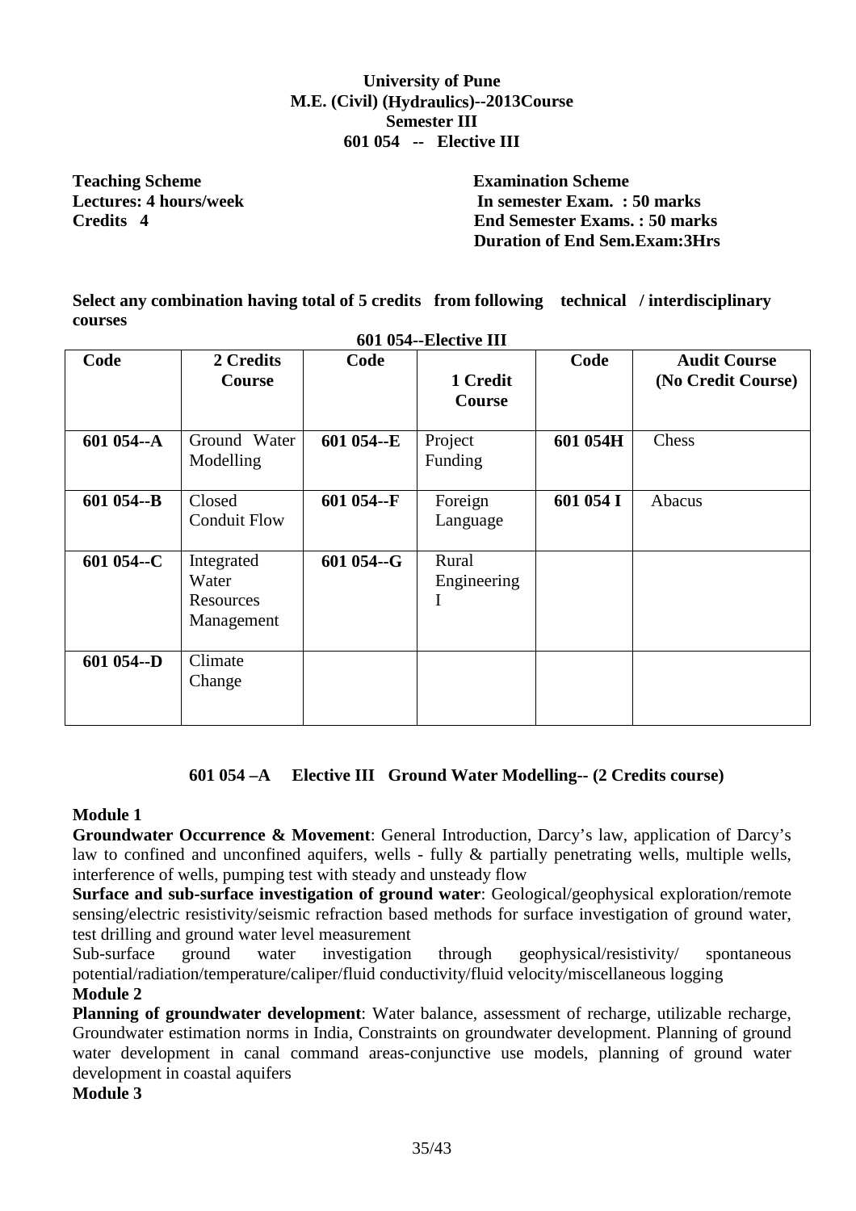**University of Pune**
**M.E. (Civil) (Hydraulics)--2013Course**
**Semester III**
**601 054 -- Elective III**

**Teaching Scheme**
**Lectures: 4 hours/week**
**Credits 4**

**Examination Scheme**
**In semester Exam. : 50 marks**
**End Semester Exams. : 50 marks**
**Duration of End Sem.Exam:3Hrs**

**Select any combination having total of 5 credits from following technical / interdisciplinary courses**

**601 054--Elective III**

| Code | 2 Credits Course | Code | 1 Credit Course | Code | Audit Course (No Credit Course) |
|---|---|---|---|---|---|
| **601 054--A** | Ground Water Modelling | **601 054--E** | Project Funding | **601 054H** | Chess |
| **601 054--B** | Closed Conduit Flow | **601 054--F** | Foreign Language | **601 054 I** | Abacus |
| **601 054--C** | Integrated Water Resources Management | **601 054--G** | Rural Engineering I | | |
| **601 054--D** | Climate Change | | | | |

## 601 054 –A Elective III Ground Water Modelling-- (2 Credits course)

**Module 1**

**Groundwater Occurrence & Movement**: General Introduction, Darcy's law, application of Darcy's law to confined and unconfined aquifers, wells - fully & partially penetrating wells, multiple wells, interference of wells, pumping test with steady and unsteady flow

**Surface and sub-surface investigation of ground water**: Geological/geophysical exploration/remote sensing/electric resistivity/seismic refraction based methods for surface investigation of ground water, test drilling and ground water level measurement

Sub-surface ground water investigation through geophysical/resistivity/ spontaneous potential/radiation/temperature/caliper/fluid conductivity/fluid velocity/miscellaneous logging

**Module 2**

**Planning of groundwater development**: Water balance, assessment of recharge, utilizable recharge, Groundwater estimation norms in India, Constraints on groundwater development. Planning of ground water development in canal command areas-conjunctive use models, planning of ground water development in coastal aquifers

**Module 3**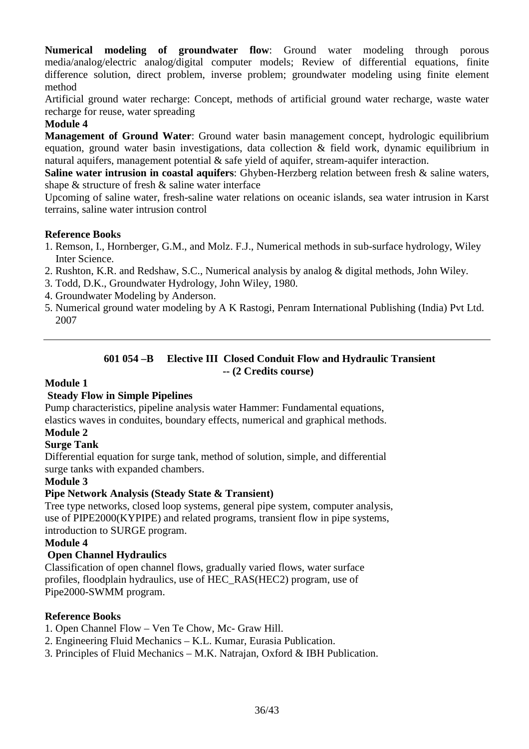**Numerical modeling of groundwater flow**: Ground water modeling through porous media/analog/electric analog/digital computer models; Review of differential equations, finite difference solution, direct problem, inverse problem; groundwater modeling using finite element method

Artificial ground water recharge: Concept, methods of artificial ground water recharge, waste water recharge for reuse, water spreading

**Module 4**

**Management of Ground Water**: Ground water basin management concept, hydrologic equilibrium equation, ground water basin investigations, data collection & field work, dynamic equilibrium in natural aquifers, management potential & safe yield of aquifer, stream-aquifer interaction.

**Saline water intrusion in coastal aquifers**: Ghyben-Herzberg relation between fresh & saline waters, shape & structure of fresh & saline water interface

Upcoming of saline water, fresh-saline water relations on oceanic islands, sea water intrusion in Karst terrains, saline water intrusion control

**Reference Books**

1. Remson, I., Hornberger, G.M., and Molz. F.J., Numerical methods in sub-surface hydrology, Wiley Inter Science.
2. Rushton, K.R. and Redshaw, S.C., Numerical analysis by analog & digital methods, John Wiley.
3. Todd, D.K., Groundwater Hydrology, John Wiley, 1980.
4. Groundwater Modeling by Anderson.
5. Numerical ground water modeling by A K Rastogi, Penram International Publishing (India) Pvt Ltd. 2007

---

## 601 054 –B Elective III Closed Conduit Flow and Hydraulic Transient -- (2 Credits course)

**Module 1**

**Steady Flow in Simple Pipelines**

Pump characteristics, pipeline analysis water Hammer: Fundamental equations, elastics waves in conduites, boundary effects, numerical and graphical methods.

**Module 2**

**Surge Tank**

Differential equation for surge tank, method of solution, simple, and differential surge tanks with expanded chambers.

**Module 3**

**Pipe Network Analysis (Steady State & Transient)**

Tree type networks, closed loop systems, general pipe system, computer analysis, use of PIPE2000(KYPIPE) and related programs, transient flow in pipe systems, introduction to SURGE program.

**Module 4**

**Open Channel Hydraulics**

Classification of open channel flows, gradually varied flows, water surface profiles, floodplain hydraulics, use of HEC_RAS(HEC2) program, use of Pipe2000-SWMM program.

**Reference Books**

1. Open Channel Flow – Ven Te Chow, Mc- Graw Hill.
2. Engineering Fluid Mechanics – K.L. Kumar, Eurasia Publication.
3. Principles of Fluid Mechanics – M.K. Natrajan, Oxford & IBH Publication.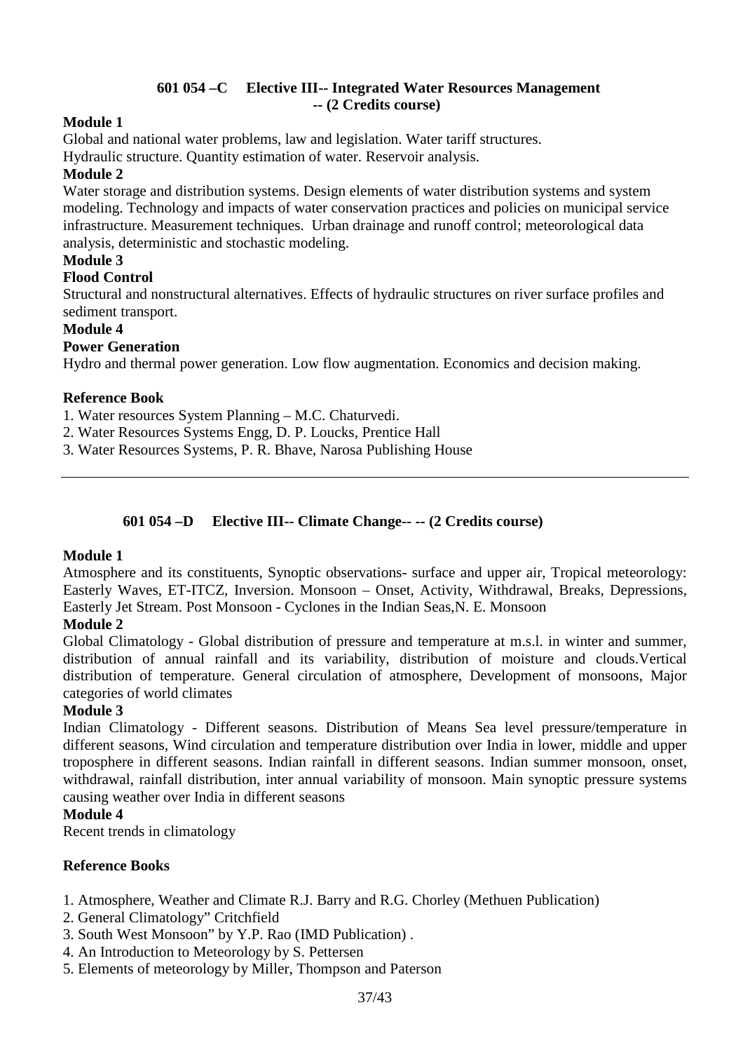## 601 054 –C Elective III-- Integrated Water Resources Management -- (2 Credits course)

**Module 1**

Global and national water problems, law and legislation. Water tariff structures.
Hydraulic structure. Quantity estimation of water. Reservoir analysis.

**Module 2**

Water storage and distribution systems. Design elements of water distribution systems and system modeling. Technology and impacts of water conservation practices and policies on municipal service infrastructure. Measurement techniques. Urban drainage and runoff control; meteorological data analysis, deterministic and stochastic modeling.

**Module 3**

**Flood Control**

Structural and nonstructural alternatives. Effects of hydraulic structures on river surface profiles and sediment transport.

**Module 4**

**Power Generation**

Hydro and thermal power generation. Low flow augmentation. Economics and decision making.

**Reference Book**

1. Water resources System Planning – M.C. Chaturvedi.
2. Water Resources Systems Engg, D. P. Loucks, Prentice Hall
3. Water Resources Systems, P. R. Bhave, Narosa Publishing House

---

## 601 054 –D Elective III-- Climate Change-- -- (2 Credits course)

**Module 1**

Atmosphere and its constituents, Synoptic observations- surface and upper air, Tropical meteorology: Easterly Waves, ET-ITCZ, Inversion. Monsoon – Onset, Activity, Withdrawal, Breaks, Depressions, Easterly Jet Stream. Post Monsoon - Cyclones in the Indian Seas,N. E. Monsoon

**Module 2**

Global Climatology - Global distribution of pressure and temperature at m.s.l. in winter and summer, distribution of annual rainfall and its variability, distribution of moisture and clouds.Vertical distribution of temperature. General circulation of atmosphere, Development of monsoons, Major categories of world climates

**Module 3**

Indian Climatology - Different seasons. Distribution of Means Sea level pressure/temperature in different seasons, Wind circulation and temperature distribution over India in lower, middle and upper troposphere in different seasons. Indian rainfall in different seasons. Indian summer monsoon, onset, withdrawal, rainfall distribution, inter annual variability of monsoon. Main synoptic pressure systems causing weather over India in different seasons

**Module 4**

Recent trends in climatology

**Reference Books**

1. Atmosphere, Weather and Climate R.J. Barry and R.G. Chorley (Methuen Publication)
2. General Climatology" Critchfield
3. South West Monsoon" by Y.P. Rao (IMD Publication) .
4. An Introduction to Meteorology by S. Pettersen
5. Elements of meteorology by Miller, Thompson and Paterson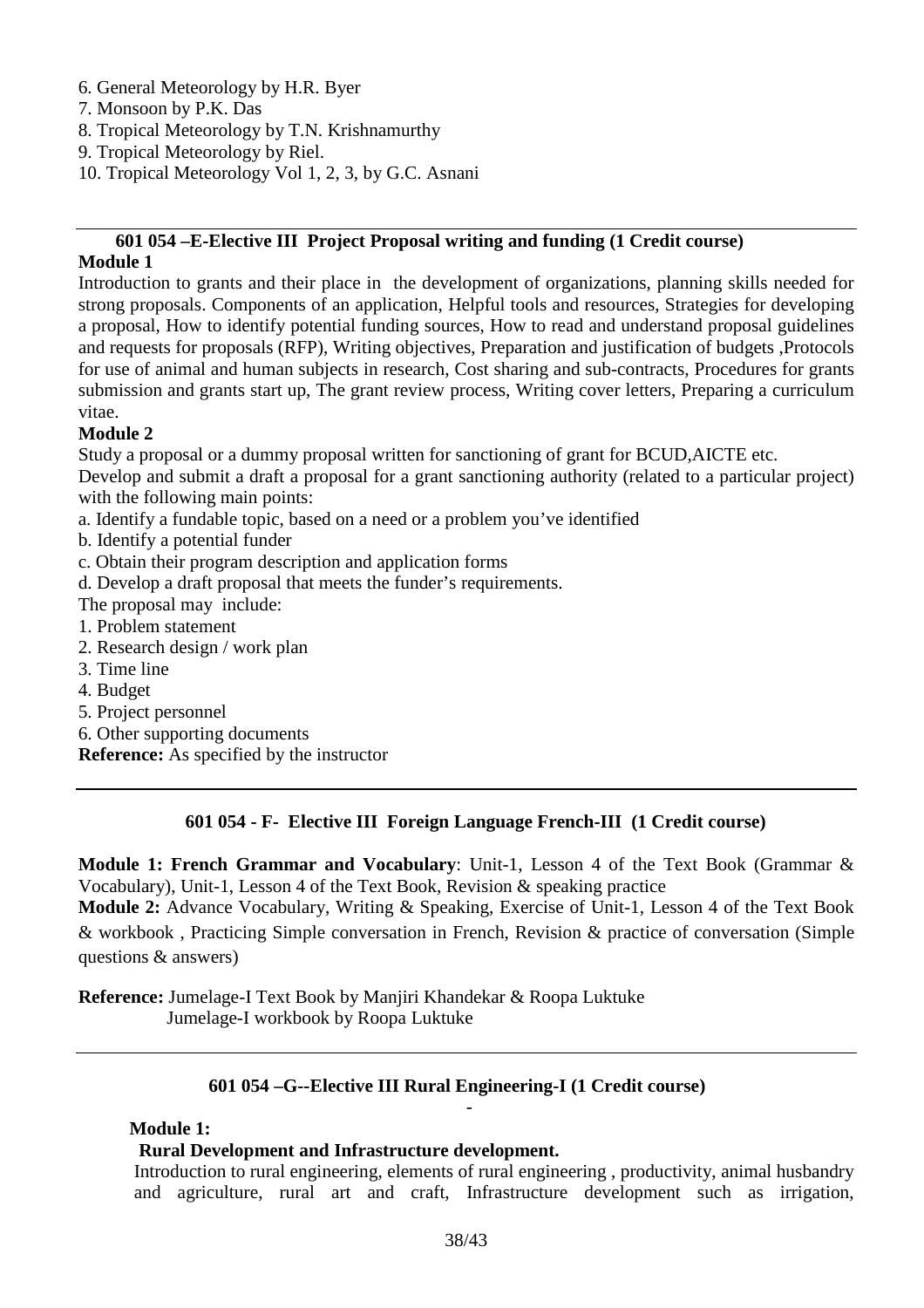6. General Meteorology by H.R. Byer
7. Monsoon by P.K. Das
8. Tropical Meteorology by T.N. Krishnamurthy
9. Tropical Meteorology by Riel.
10. Tropical Meteorology Vol 1, 2, 3, by G.C. Asnani

---

### 601 054 –E-Elective III Project Proposal writing and funding (1 Credit course)

**Module 1**

Introduction to grants and their place in the development of organizations, planning skills needed for strong proposals. Components of an application, Helpful tools and resources, Strategies for developing a proposal, How to identify potential funding sources, How to read and understand proposal guidelines and requests for proposals (RFP), Writing objectives, Preparation and justification of budgets ,Protocols for use of animal and human subjects in research, Cost sharing and sub-contracts, Procedures for grants submission and grants start up, The grant review process, Writing cover letters, Preparing a curriculum vitae.

**Module 2**

Study a proposal or a dummy proposal written for sanctioning of grant for BCUD,AICTE etc.

Develop and submit a draft a proposal for a grant sanctioning authority (related to a particular project) with the following main points:

a. Identify a fundable topic, based on a need or a problem you've identified
b. Identify a potential funder
c. Obtain their program description and application forms
d. Develop a draft proposal that meets the funder's requirements.

The proposal may include:

1. Problem statement
2. Research design / work plan
3. Time line
4. Budget
5. Project personnel
6. Other supporting documents

**Reference:** As specified by the instructor

---

### 601 054 - F- Elective III Foreign Language French-III (1 Credit course)

**Module 1: French Grammar and Vocabulary**: Unit-1, Lesson 4 of the Text Book (Grammar & Vocabulary), Unit-1, Lesson 4 of the Text Book, Revision & speaking practice

**Module 2:** Advance Vocabulary, Writing & Speaking, Exercise of Unit-1, Lesson 4 of the Text Book & workbook , Practicing Simple conversation in French, Revision & practice of conversation (Simple questions & answers)

**Reference:** Jumelage-I Text Book by Manjiri Khandekar & Roopa Luktuke
Jumelage-I workbook by Roopa Luktuke

---

### 601 054 –G--Elective III Rural Engineering-I (1 Credit course)

**Module 1:**

**Rural Development and Infrastructure development.**

Introduction to rural engineering, elements of rural engineering , productivity, animal husbandry and agriculture, rural art and craft, Infrastructure development such as irrigation,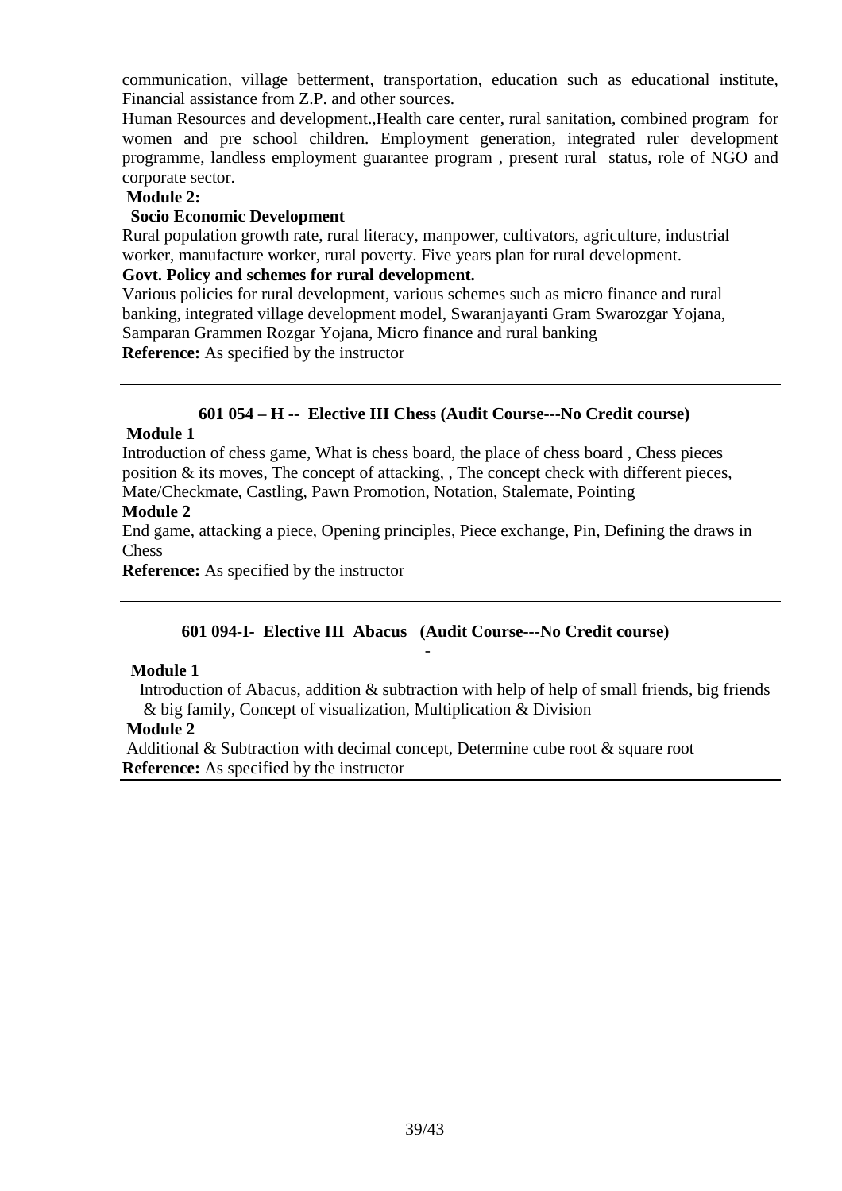communication, village betterment, transportation, education such as educational institute, Financial assistance from Z.P. and other sources.

Human Resources and development.,Health care center, rural sanitation, combined program for women and pre school children. Employment generation, integrated ruler development programme, landless employment guarantee program , present rural status, role of NGO and corporate sector.

**Module 2:**

**Socio Economic Development**

Rural population growth rate, rural literacy, manpower, cultivators, agriculture, industrial worker, manufacture worker, rural poverty. Five years plan for rural development.

**Govt. Policy and schemes for rural development.**

Various policies for rural development, various schemes such as micro finance and rural banking, integrated village development model, Swaranjayanti Gram Swarozgar Yojana, Samparan Grammen Rozgar Yojana, Micro finance and rural banking

**Reference:** As specified by the instructor

---

### 601 054 – H -- Elective III Chess (Audit Course---No Credit course)

**Module 1**

Introduction of chess game, What is chess board, the place of chess board , Chess pieces position & its moves, The concept of attacking, , The concept check with different pieces, Mate/Checkmate, Castling, Pawn Promotion, Notation, Stalemate, Pointing

**Module 2**

End game, attacking a piece, Opening principles, Piece exchange, Pin, Defining the draws in Chess

**Reference:** As specified by the instructor

---

### 601 094-I- Elective III Abacus (Audit Course---No Credit course)

**Module 1**

Introduction of Abacus, addition & subtraction with help of help of small friends, big friends & big family, Concept of visualization, Multiplication & Division

**Module 2**

Additional & Subtraction with decimal concept, Determine cube root & square root

**Reference:** As specified by the instructor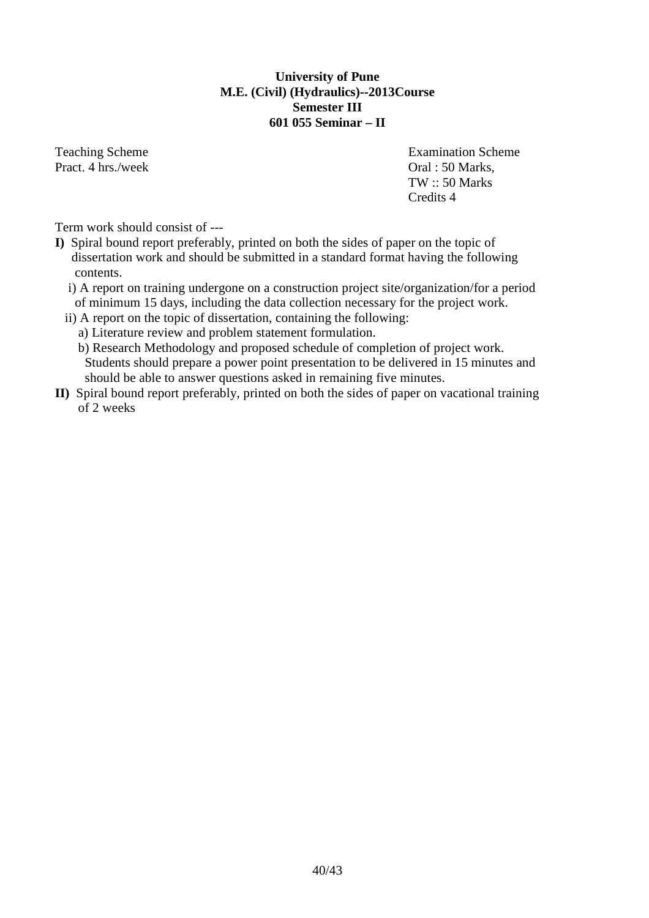**University of Pune**
**M.E. (Civil) (Hydraulics)--2013Course**
**Semester III**
**601 055 Seminar – II**

| Teaching Scheme | Examination Scheme |
|---|---|
| Pract. 4 hrs./week | Oral : 50 Marks, |
| | TW :: 50 Marks |
| | Credits 4 |

Term work should consist of ---

**I)** Spiral bound report preferably, printed on both the sides of paper on the topic of dissertation work and should be submitted in a standard format having the following contents.

i) A report on training undergone on a construction project site/organization/for a period of minimum 15 days, including the data collection necessary for the project work.

ii) A report on the topic of dissertation, containing the following:

a) Literature review and problem statement formulation.

b) Research Methodology and proposed schedule of completion of project work. Students should prepare a power point presentation to be delivered in 15 minutes and should be able to answer questions asked in remaining five minutes.

**II)** Spiral bound report preferably, printed on both the sides of paper on vacational training of 2 weeks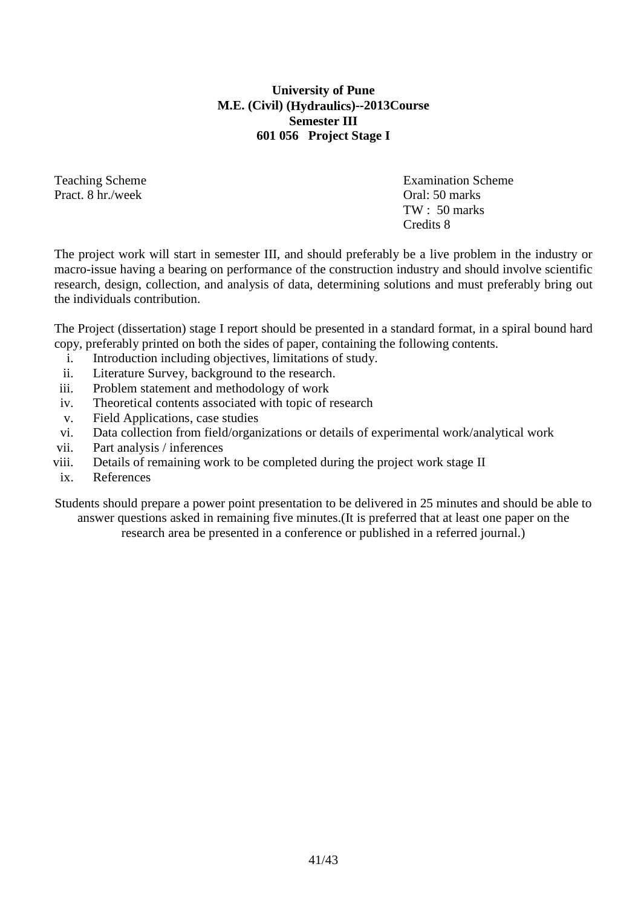**University of Pune**
**M.E. (Civil) (Hydraulics)--2013Course**
**Semester III**
**601 056 Project Stage I**

| Teaching Scheme | Examination Scheme |
|---|---|
| Pract. 8 hr./week | Oral: 50 marks |
| | TW : 50 marks |
| | Credits 8 |

The project work will start in semester III, and should preferably be a live problem in the industry or macro-issue having a bearing on performance of the construction industry and should involve scientific research, design, collection, and analysis of data, determining solutions and must preferably bring out the individuals contribution.

The Project (dissertation) stage I report should be presented in a standard format, in a spiral bound hard copy, preferably printed on both the sides of paper, containing the following contents.

i. Introduction including objectives, limitations of study.
ii. Literature Survey, background to the research.
iii. Problem statement and methodology of work
iv. Theoretical contents associated with topic of research
v. Field Applications, case studies
vi. Data collection from field/organizations or details of experimental work/analytical work
vii. Part analysis / inferences
viii. Details of remaining work to be completed during the project work stage II
ix. References

Students should prepare a power point presentation to be delivered in 25 minutes and should be able to answer questions asked in remaining five minutes.(It is preferred that at least one paper on the research area be presented in a conference or published in a referred journal.)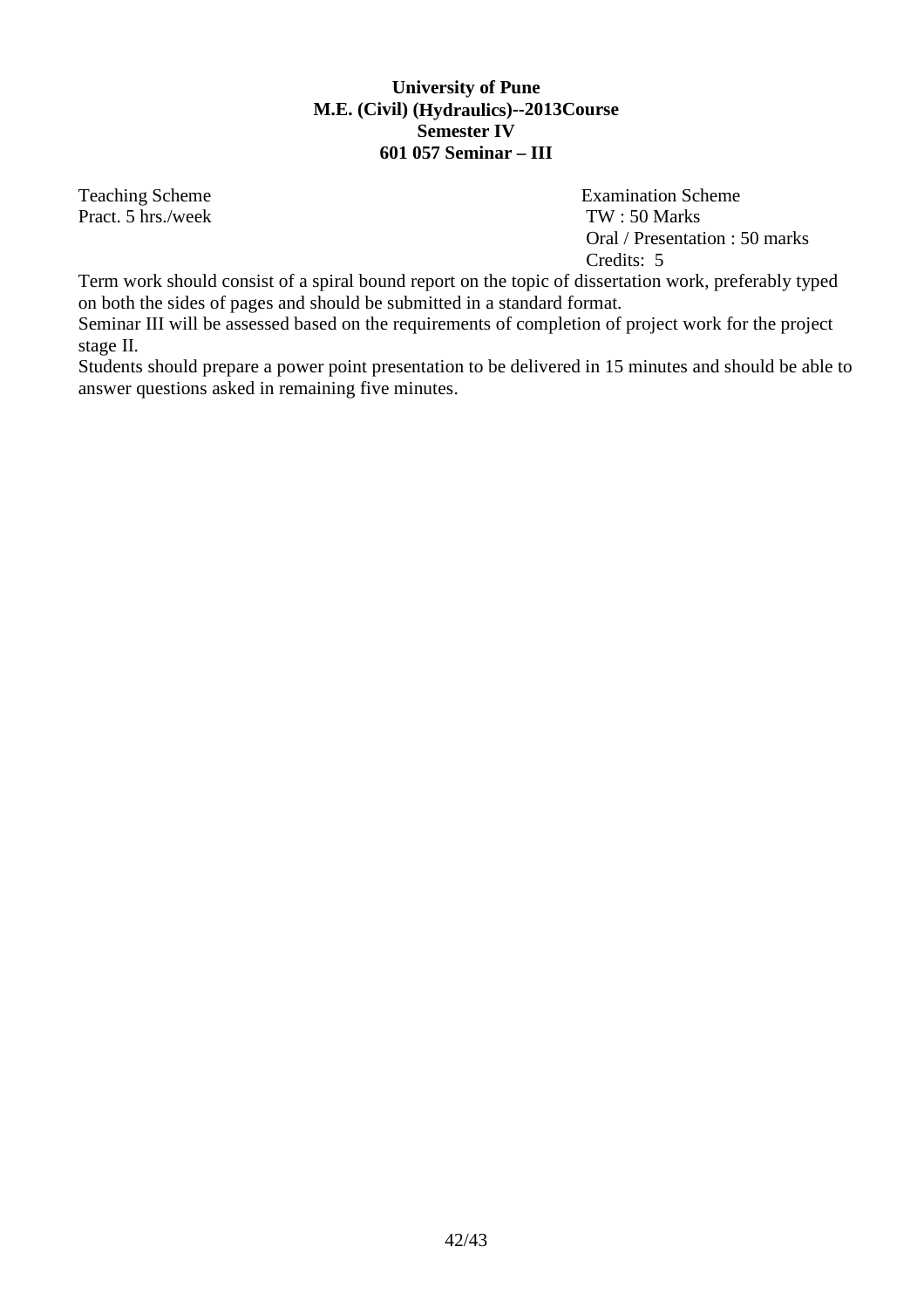**University of Pune**
**M.E. (Civil) (Hydraulics)--2013Course**
**Semester IV**
**601 057 Seminar – III**

| Teaching Scheme | Examination Scheme |
|---|---|
| Pract. 5 hrs./week | TW : 50 Marks |
| | Oral / Presentation : 50 marks |
| | Credits: 5 |

Term work should consist of a spiral bound report on the topic of dissertation work, preferably typed on both the sides of pages and should be submitted in a standard format.

Seminar III will be assessed based on the requirements of completion of project work for the project stage II.

Students should prepare a power point presentation to be delivered in 15 minutes and should be able to answer questions asked in remaining five minutes.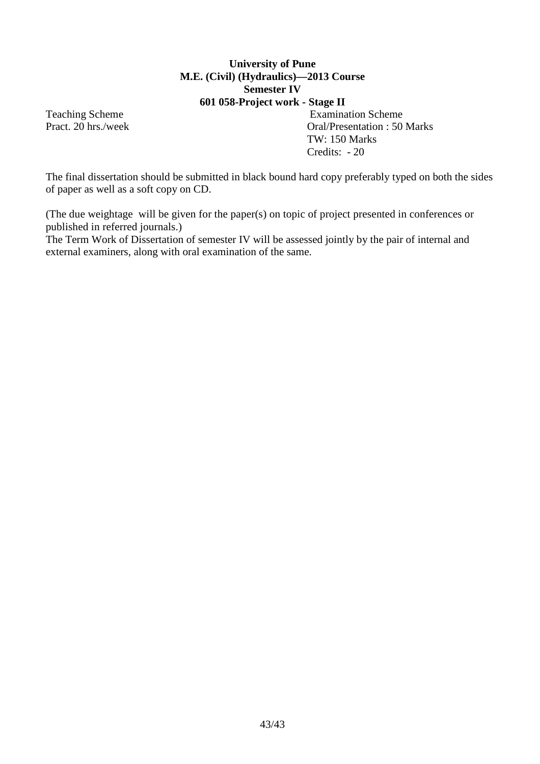**University of Pune**
**M.E. (Civil) (Hydraulics)—2013 Course**
**Semester IV**
**601 058-Project work - Stage II**

| | |
|---|---|
| Teaching Scheme | Examination Scheme |
| Pract. 20 hrs./week | Oral/Presentation : 50 Marks |
| | TW: 150 Marks |
| | Credits: - 20 |

The final dissertation should be submitted in black bound hard copy preferably typed on both the sides of paper as well as a soft copy on CD.

(The due weightage will be given for the paper(s) on topic of project presented in conferences or published in referred journals.)

The Term Work of Dissertation of semester IV will be assessed jointly by the pair of internal and external examiners, along with oral examination of the same.